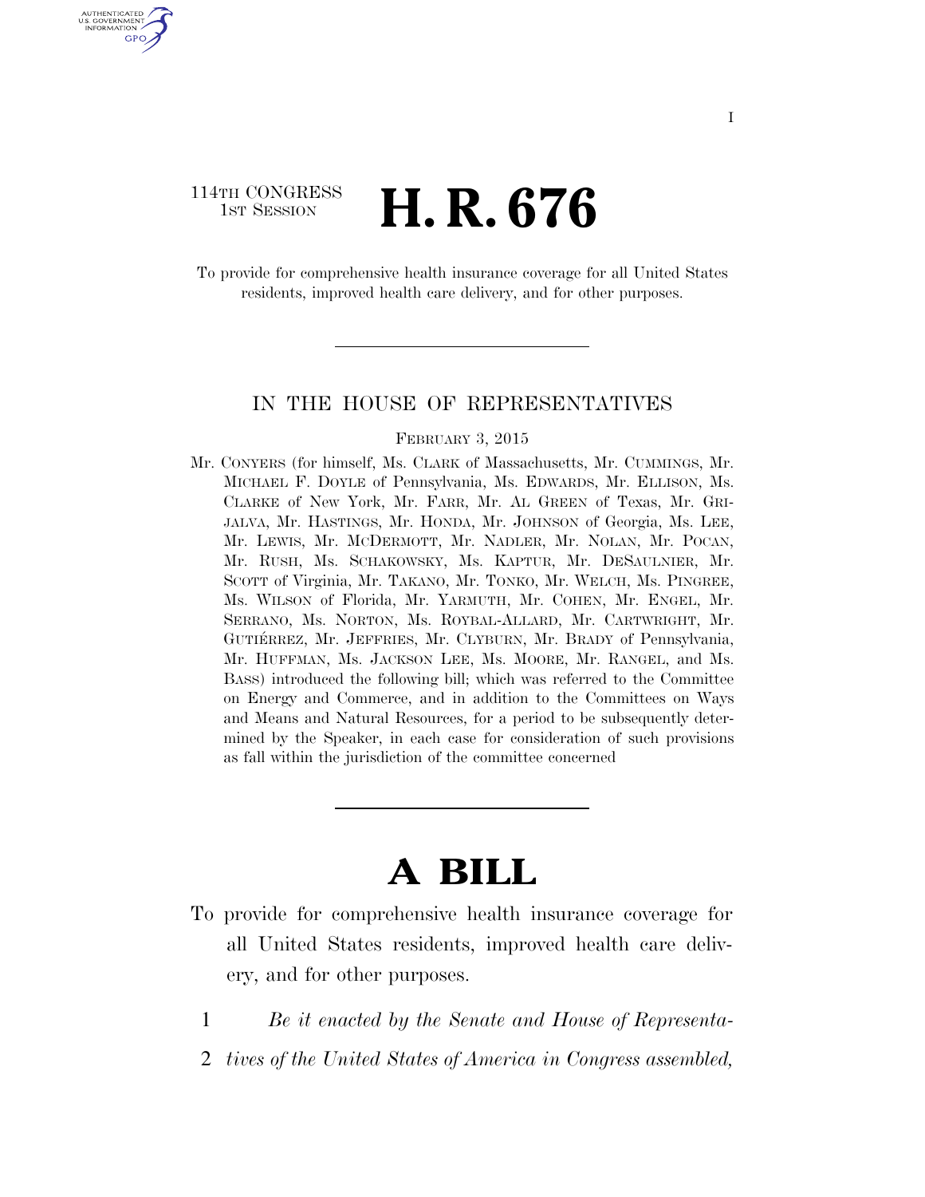114TH CONGRESS
1ST SESSION

# H. R. 676

To provide for comprehensive health insurance coverage for all United States residents, improved health care delivery, and for other purposes.

---

IN THE HOUSE OF REPRESENTATIVES

FEBRUARY 3, 2015

Mr. CONYERS (for himself, Ms. CLARK of Massachusetts, Mr. CUMMINGS, Mr. MICHAEL F. DOYLE of Pennsylvania, Ms. EDWARDS, Mr. ELLISON, Ms. CLARKE of New York, Mr. FARR, Mr. AL GREEN of Texas, Mr. GRIJALVA, Mr. HASTINGS, Mr. HONDA, Mr. JOHNSON of Georgia, Ms. LEE, Mr. LEWIS, Mr. MCDERMOTT, Mr. NADLER, Mr. NOLAN, Mr. POCAN, Mr. RUSH, Ms. SCHAKOWSKY, Ms. KAPTUR, Mr. DESAULNIER, Mr. SCOTT of Virginia, Mr. TAKANO, Mr. TONKO, Mr. WELCH, Ms. PINGREE, Ms. WILSON of Florida, Mr. YARMUTH, Mr. COHEN, Mr. ENGEL, Mr. SERRANO, Ms. NORTON, Ms. ROYBAL-ALLARD, Mr. CARTWRIGHT, Mr. GUTIÉRREZ, Mr. JEFFRIES, Mr. CLYBURN, Mr. BRADY of Pennsylvania, Mr. HUFFMAN, Ms. JACKSON LEE, Ms. MOORE, Mr. RANGEL, and Ms. BASS) introduced the following bill; which was referred to the Committee on Energy and Commerce, and in addition to the Committees on Ways and Means and Natural Resources, for a period to be subsequently determined by the Speaker, in each case for consideration of such provisions as fall within the jurisdiction of the committee concerned

---

# A BILL

To provide for comprehensive health insurance coverage for all United States residents, improved health care delivery, and for other purposes.

1 *Be it enacted by the Senate and House of Representa-*
2 *tives of the United States of America in Congress assembled,*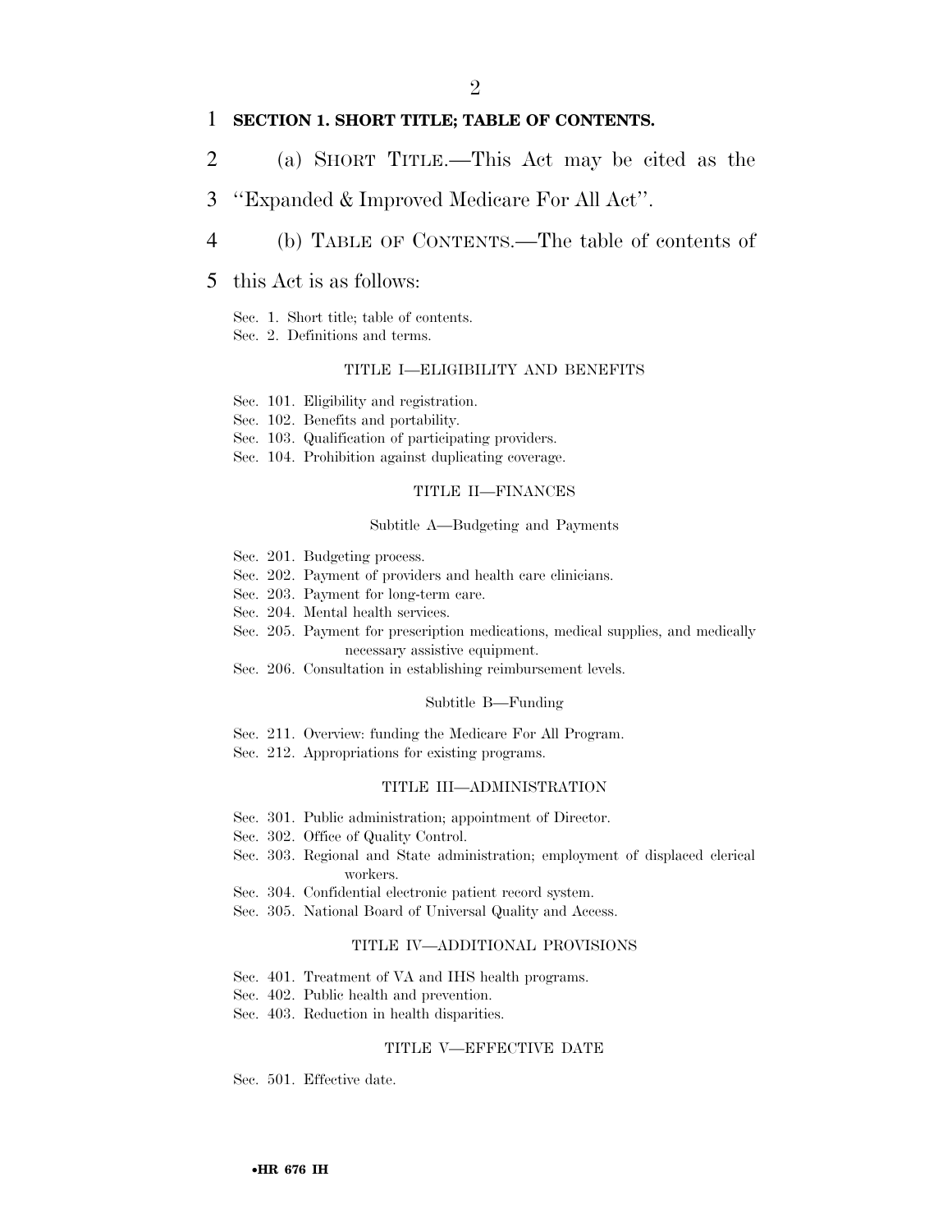**SECTION 1. SHORT TITLE; TABLE OF CONTENTS.**

(a) SHORT TITLE.—This Act may be cited as the "Expanded & Improved Medicare For All Act".

(b) TABLE OF CONTENTS.—The table of contents of this Act is as follows:

Sec. 1. Short title; table of contents.
Sec. 2. Definitions and terms.

TITLE I—ELIGIBILITY AND BENEFITS

Sec. 101. Eligibility and registration.
Sec. 102. Benefits and portability.
Sec. 103. Qualification of participating providers.
Sec. 104. Prohibition against duplicating coverage.

TITLE II—FINANCES

Subtitle A—Budgeting and Payments

Sec. 201. Budgeting process.
Sec. 202. Payment of providers and health care clinicians.
Sec. 203. Payment for long-term care.
Sec. 204. Mental health services.
Sec. 205. Payment for prescription medications, medical supplies, and medically necessary assistive equipment.
Sec. 206. Consultation in establishing reimbursement levels.

Subtitle B—Funding

Sec. 211. Overview: funding the Medicare For All Program.
Sec. 212. Appropriations for existing programs.

TITLE III—ADMINISTRATION

Sec. 301. Public administration; appointment of Director.
Sec. 302. Office of Quality Control.
Sec. 303. Regional and State administration; employment of displaced clerical workers.
Sec. 304. Confidential electronic patient record system.
Sec. 305. National Board of Universal Quality and Access.

TITLE IV—ADDITIONAL PROVISIONS

Sec. 401. Treatment of VA and IHS health programs.
Sec. 402. Public health and prevention.
Sec. 403. Reduction in health disparities.

TITLE V—EFFECTIVE DATE

Sec. 501. Effective date.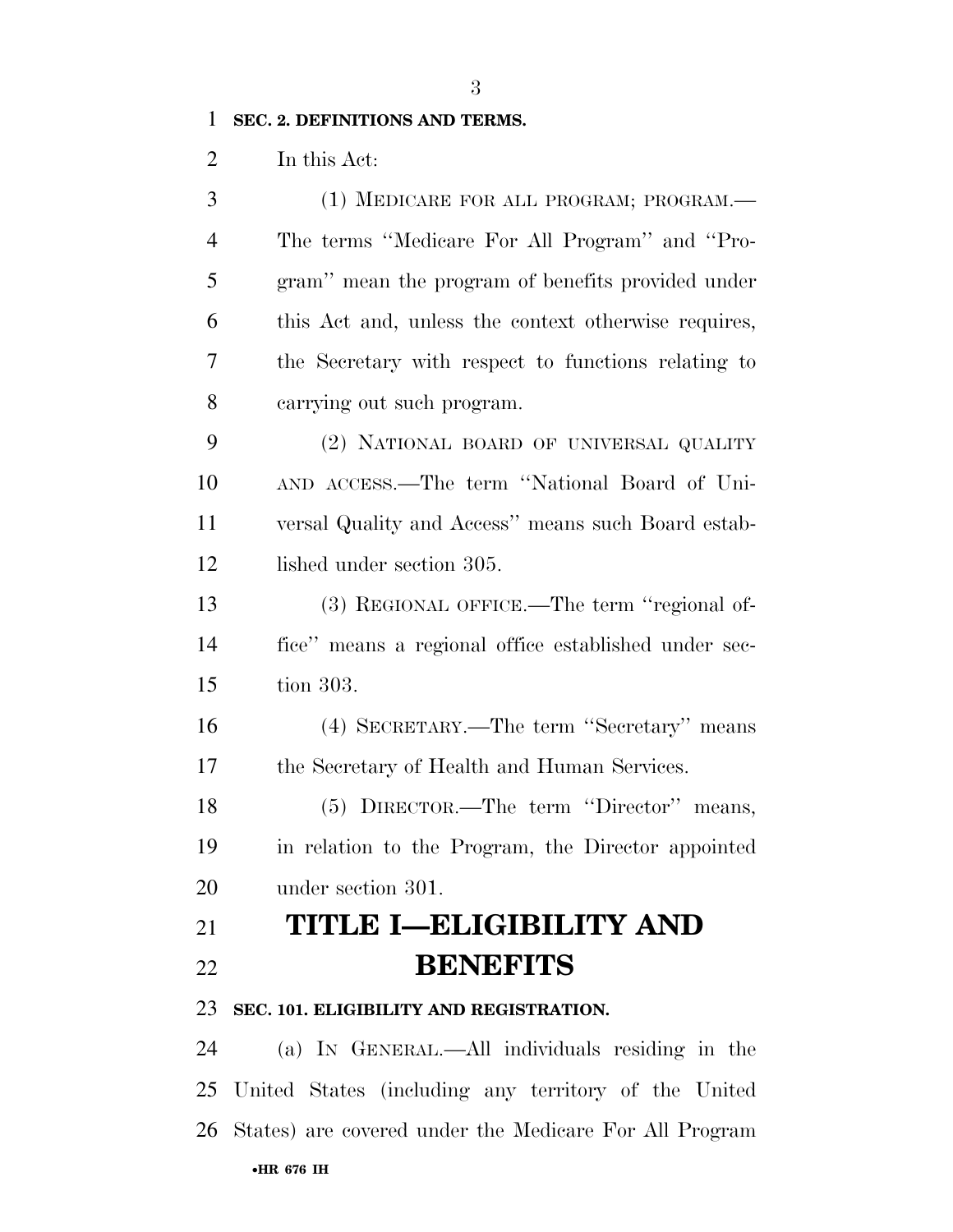**SEC. 2. DEFINITIONS AND TERMS.**

In this Act:

(1) MEDICARE FOR ALL PROGRAM; PROGRAM.—The terms ''Medicare For All Program'' and ''Program'' mean the program of benefits provided under this Act and, unless the context otherwise requires, the Secretary with respect to functions relating to carrying out such program.

(2) NATIONAL BOARD OF UNIVERSAL QUALITY AND ACCESS.—The term ''National Board of Universal Quality and Access'' means such Board established under section 305.

(3) REGIONAL OFFICE.—The term ''regional office'' means a regional office established under section 303.

(4) SECRETARY.—The term ''Secretary'' means the Secretary of Health and Human Services.

(5) DIRECTOR.—The term ''Director'' means, in relation to the Program, the Director appointed under section 301.

# TITLE I—ELIGIBILITY AND BENEFITS

**SEC. 101. ELIGIBILITY AND REGISTRATION.**

(a) IN GENERAL.—All individuals residing in the United States (including any territory of the United States) are covered under the Medicare For All Program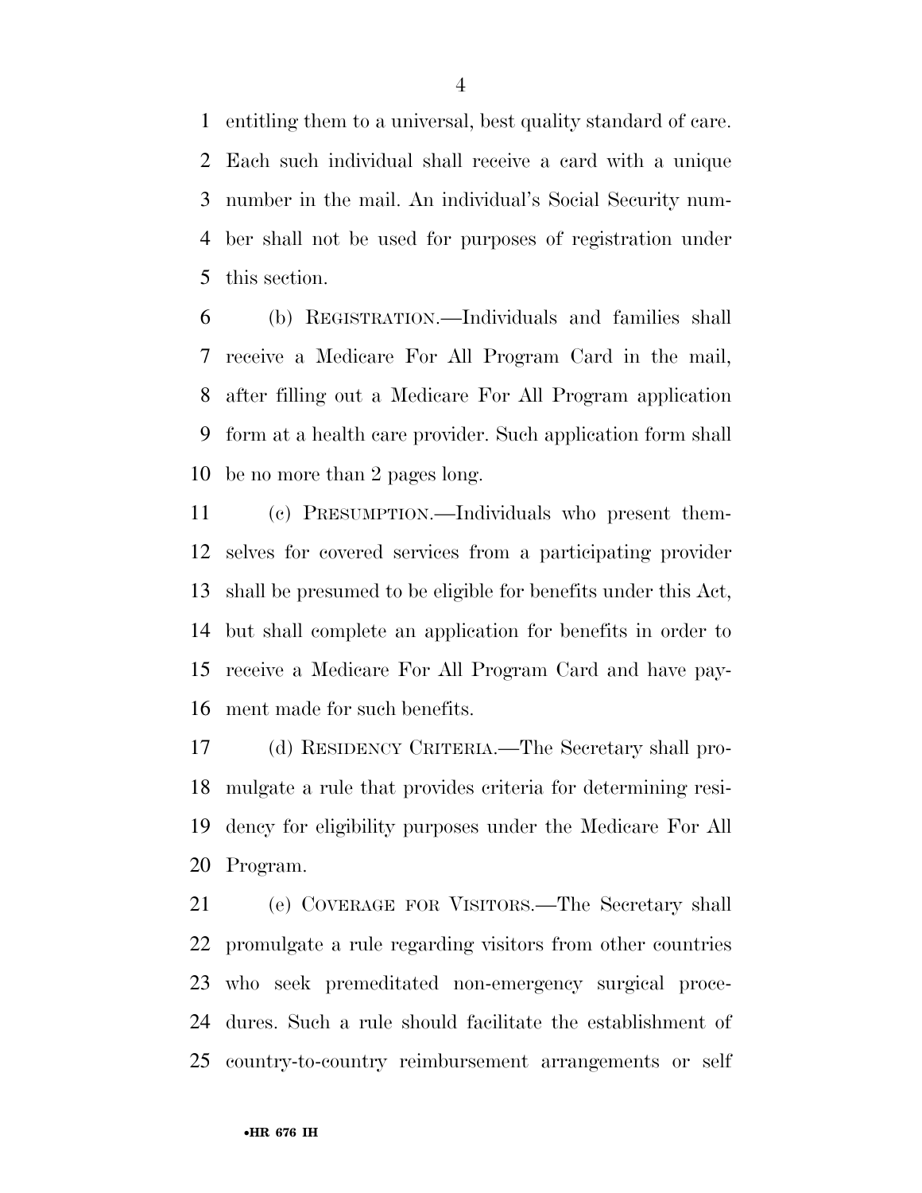entitling them to a universal, best quality standard of care. Each such individual shall receive a card with a unique number in the mail. An individual's Social Security number shall not be used for purposes of registration under this section.

(b) REGISTRATION.—Individuals and families shall receive a Medicare For All Program Card in the mail, after filling out a Medicare For All Program application form at a health care provider. Such application form shall be no more than 2 pages long.

(c) PRESUMPTION.—Individuals who present themselves for covered services from a participating provider shall be presumed to be eligible for benefits under this Act, but shall complete an application for benefits in order to receive a Medicare For All Program Card and have payment made for such benefits.

(d) RESIDENCY CRITERIA.—The Secretary shall promulgate a rule that provides criteria for determining residency for eligibility purposes under the Medicare For All Program.

(e) COVERAGE FOR VISITORS.—The Secretary shall promulgate a rule regarding visitors from other countries who seek premeditated non-emergency surgical procedures. Such a rule should facilitate the establishment of country-to-country reimbursement arrangements or self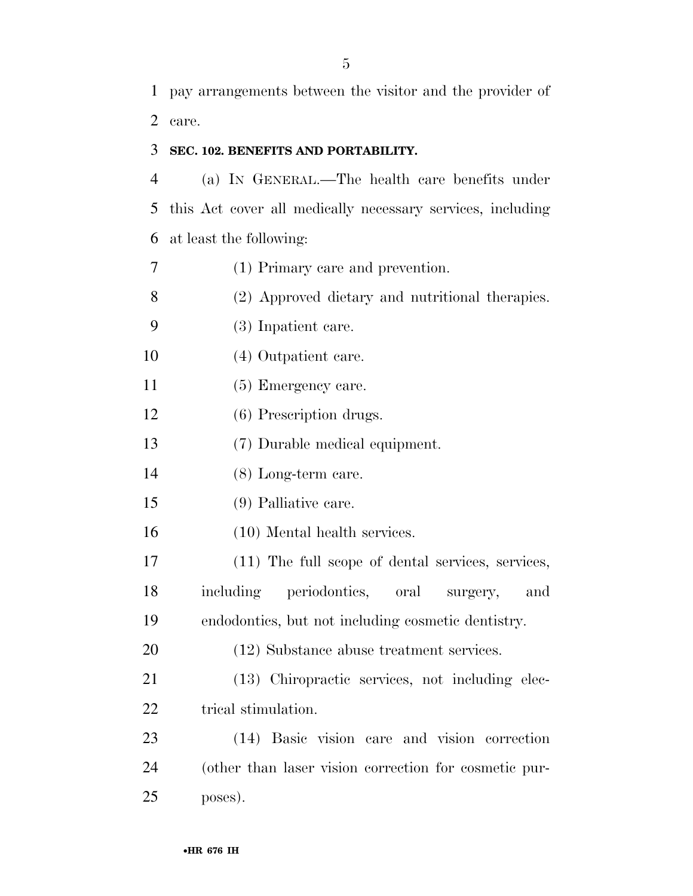pay arrangements between the visitor and the provider of care.

**SEC. 102. BENEFITS AND PORTABILITY.**

(a) IN GENERAL.—The health care benefits under this Act cover all medically necessary services, including at least the following:

(1) Primary care and prevention.

(2) Approved dietary and nutritional therapies.

(3) Inpatient care.

(4) Outpatient care.

(5) Emergency care.

(6) Prescription drugs.

(7) Durable medical equipment.

(8) Long-term care.

(9) Palliative care.

(10) Mental health services.

(11) The full scope of dental services, services, including periodontics, oral surgery, and endodontics, but not including cosmetic dentistry.

(12) Substance abuse treatment services.

(13) Chiropractic services, not including electrical stimulation.

(14) Basic vision care and vision correction (other than laser vision correction for cosmetic purposes).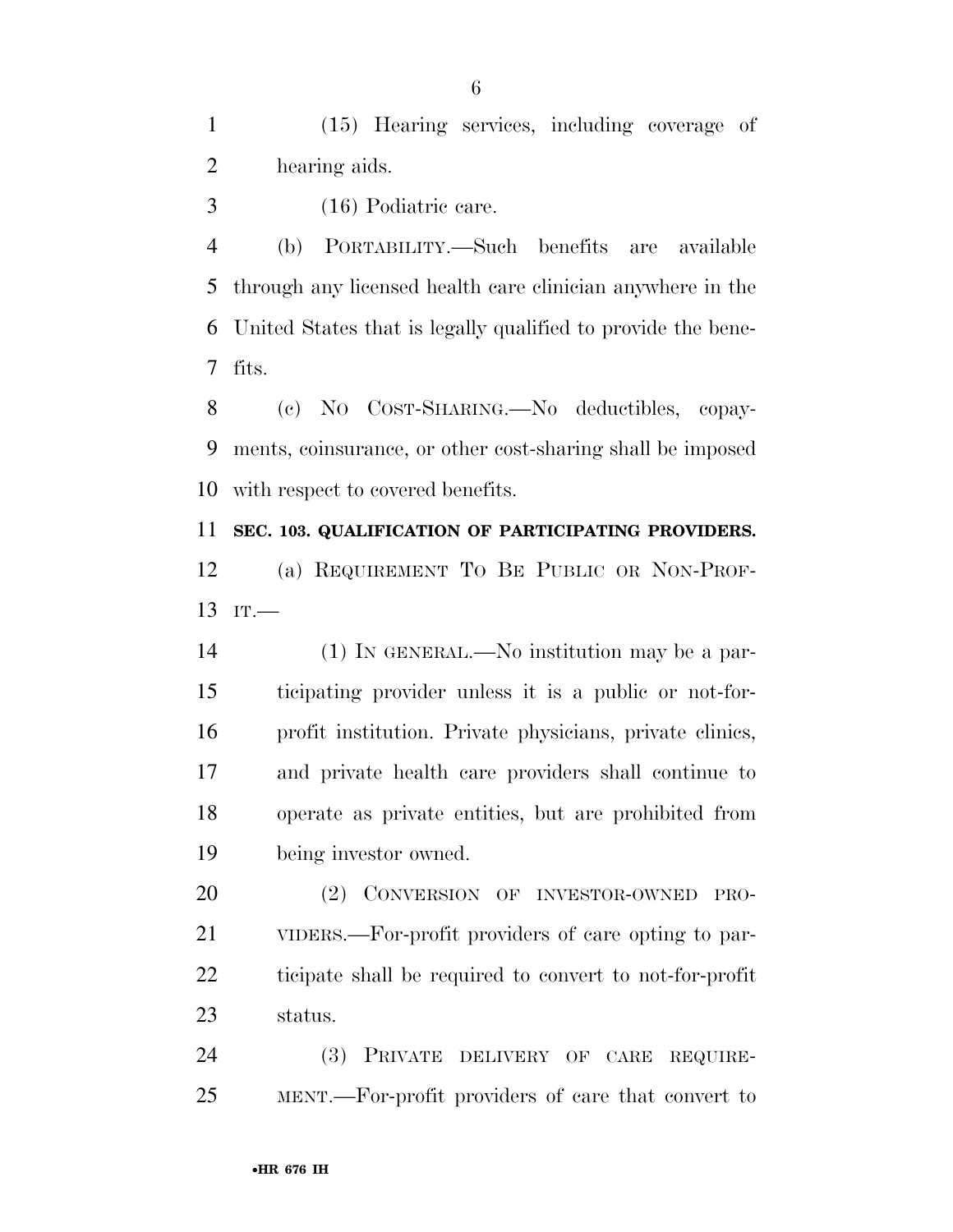(15) Hearing services, including coverage of hearing aids.

(16) Podiatric care.

(b) PORTABILITY.—Such benefits are available through any licensed health care clinician anywhere in the United States that is legally qualified to provide the benefits.

(c) NO COST-SHARING.—No deductibles, copayments, coinsurance, or other cost-sharing shall be imposed with respect to covered benefits.

**SEC. 103. QUALIFICATION OF PARTICIPATING PROVIDERS.**

(a) REQUIREMENT TO BE PUBLIC OR NON-PROFIT.—

(1) IN GENERAL.—No institution may be a participating provider unless it is a public or not-for-profit institution. Private physicians, private clinics, and private health care providers shall continue to operate as private entities, but are prohibited from being investor owned.

(2) CONVERSION OF INVESTOR-OWNED PROVIDERS.—For-profit providers of care opting to participate shall be required to convert to not-for-profit status.

(3) PRIVATE DELIVERY OF CARE REQUIREMENT.—For-profit providers of care that convert to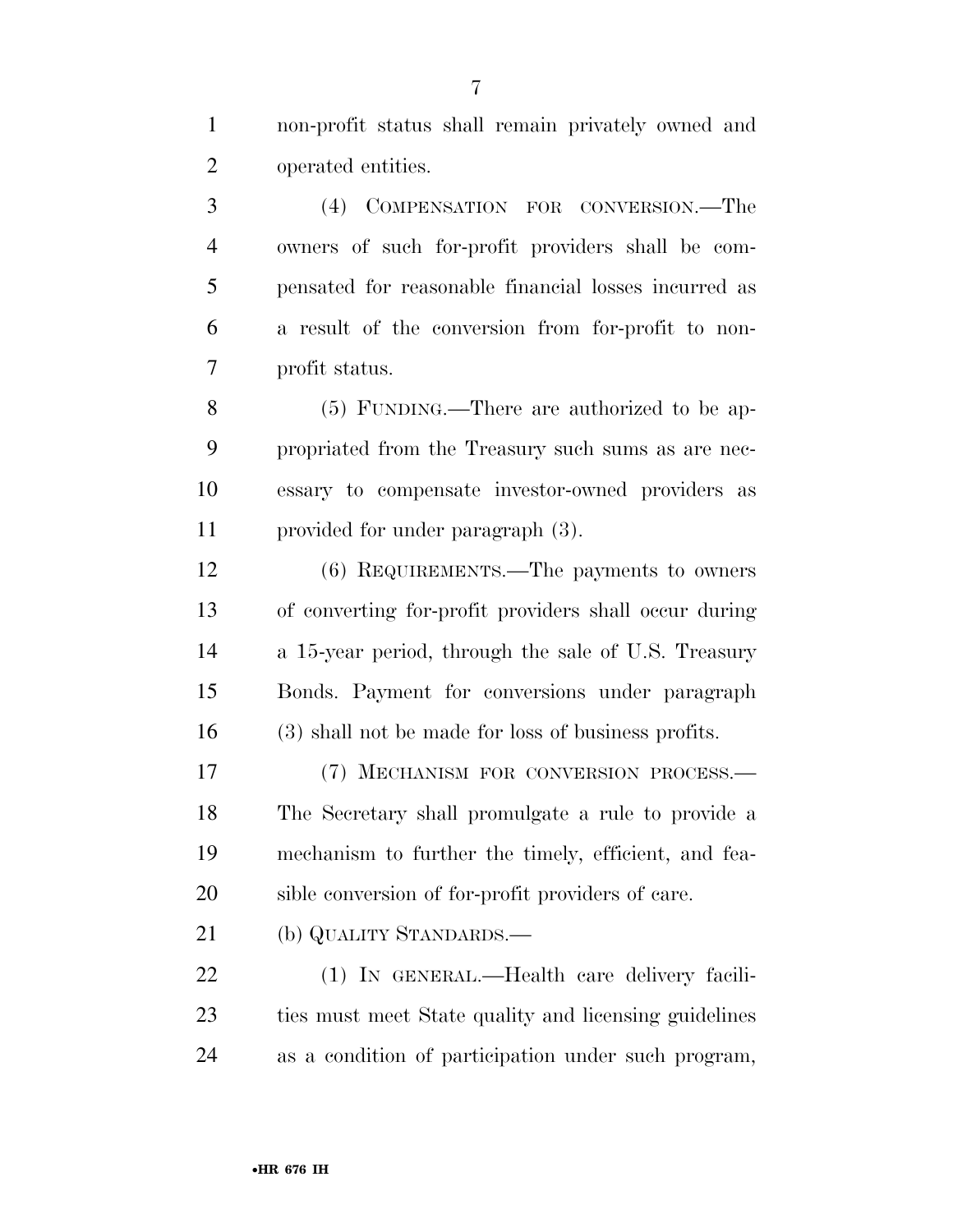non-profit status shall remain privately owned and operated entities.

(4) COMPENSATION FOR CONVERSION.—The owners of such for-profit providers shall be compensated for reasonable financial losses incurred as a result of the conversion from for-profit to non-profit status.

(5) FUNDING.—There are authorized to be appropriated from the Treasury such sums as are necessary to compensate investor-owned providers as provided for under paragraph (3).

(6) REQUIREMENTS.—The payments to owners of converting for-profit providers shall occur during a 15-year period, through the sale of U.S. Treasury Bonds. Payment for conversions under paragraph (3) shall not be made for loss of business profits.

(7) MECHANISM FOR CONVERSION PROCESS.—The Secretary shall promulgate a rule to provide a mechanism to further the timely, efficient, and feasible conversion of for-profit providers of care.

(b) QUALITY STANDARDS.—

(1) IN GENERAL.—Health care delivery facilities must meet State quality and licensing guidelines as a condition of participation under such program,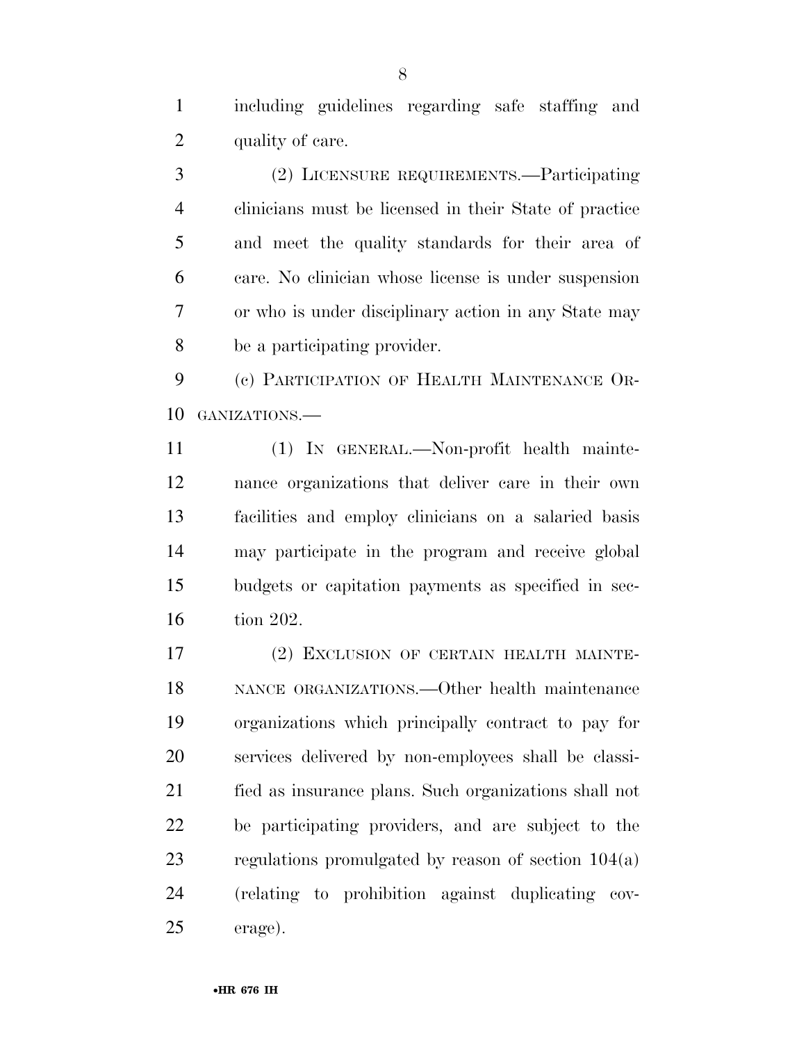including guidelines regarding safe staffing and quality of care.

(2) LICENSURE REQUIREMENTS.—Participating clinicians must be licensed in their State of practice and meet the quality standards for their area of care. No clinician whose license is under suspension or who is under disciplinary action in any State may be a participating provider.

(c) PARTICIPATION OF HEALTH MAINTENANCE ORGANIZATIONS.—

(1) IN GENERAL.—Non-profit health maintenance organizations that deliver care in their own facilities and employ clinicians on a salaried basis may participate in the program and receive global budgets or capitation payments as specified in section 202.

(2) EXCLUSION OF CERTAIN HEALTH MAINTENANCE ORGANIZATIONS.—Other health maintenance organizations which principally contract to pay for services delivered by non-employees shall be classified as insurance plans. Such organizations shall not be participating providers, and are subject to the regulations promulgated by reason of section 104(a) (relating to prohibition against duplicating coverage).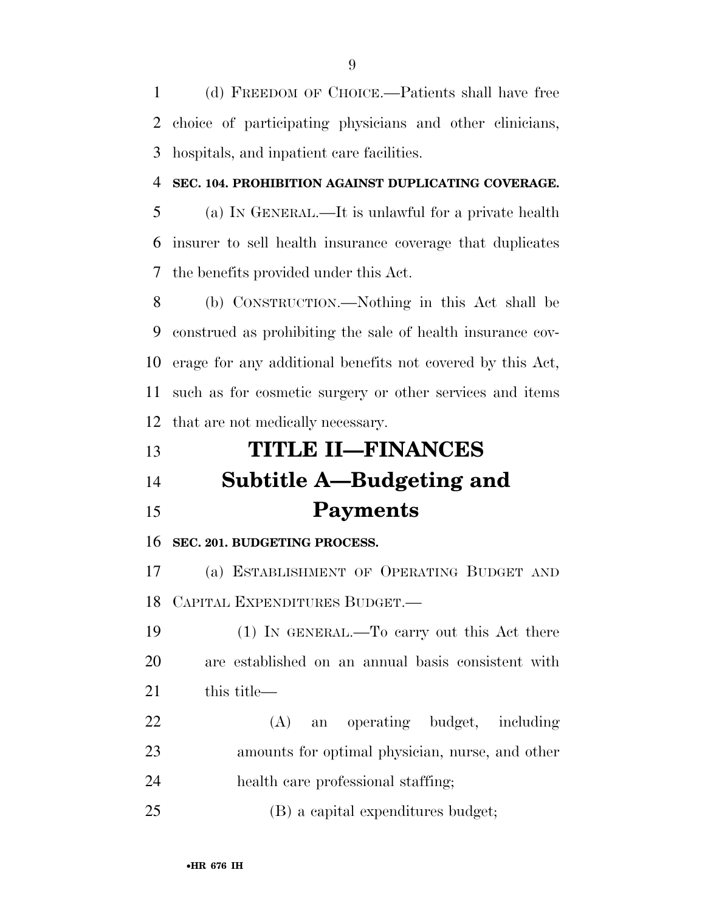(d) FREEDOM OF CHOICE.—Patients shall have free choice of participating physicians and other clinicians, hospitals, and inpatient care facilities.

**SEC. 104. PROHIBITION AGAINST DUPLICATING COVERAGE.**

(a) IN GENERAL.—It is unlawful for a private health insurer to sell health insurance coverage that duplicates the benefits provided under this Act.

(b) CONSTRUCTION.—Nothing in this Act shall be construed as prohibiting the sale of health insurance coverage for any additional benefits not covered by this Act, such as for cosmetic surgery or other services and items that are not medically necessary.

# TITLE II—FINANCES

## Subtitle A—Budgeting and Payments

**SEC. 201. BUDGETING PROCESS.**

(a) ESTABLISHMENT OF OPERATING BUDGET AND CAPITAL EXPENDITURES BUDGET.—

(1) IN GENERAL.—To carry out this Act there are established on an annual basis consistent with this title—

(A) an operating budget, including amounts for optimal physician, nurse, and other health care professional staffing;

(B) a capital expenditures budget;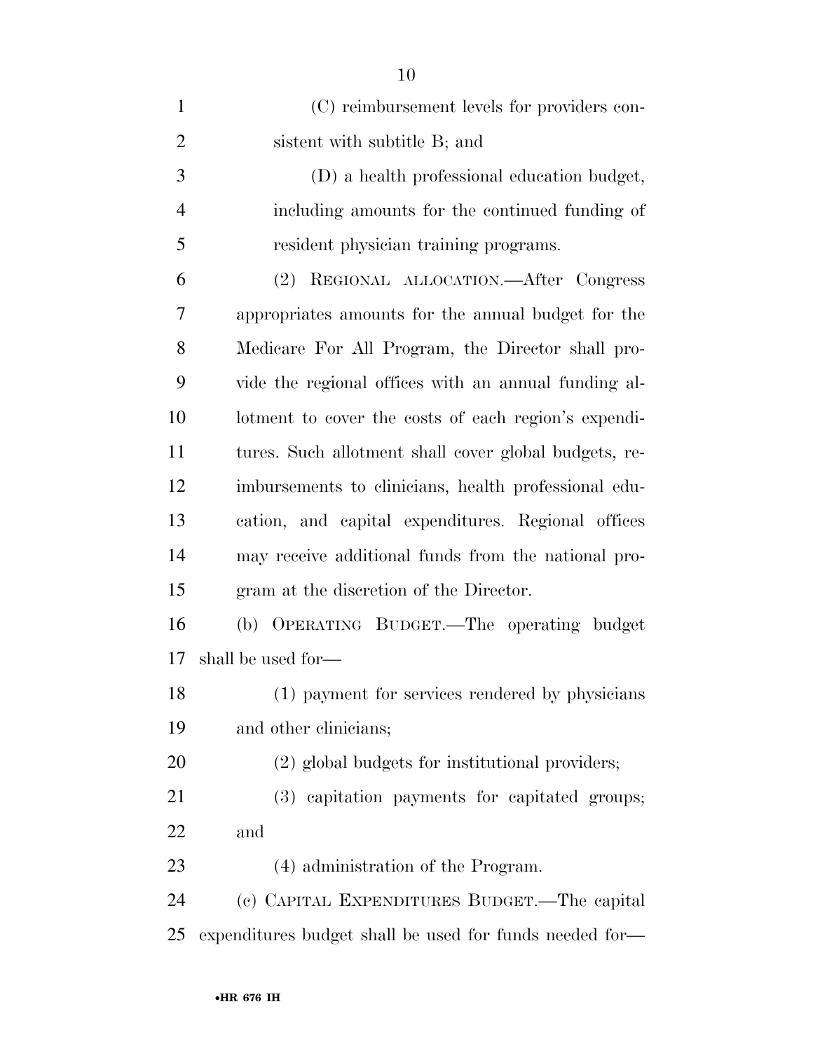(C) reimbursement levels for providers consistent with subtitle B; and

(D) a health professional education budget, including amounts for the continued funding of resident physician training programs.

(2) REGIONAL ALLOCATION.—After Congress appropriates amounts for the annual budget for the Medicare For All Program, the Director shall provide the regional offices with an annual funding allotment to cover the costs of each region's expenditures. Such allotment shall cover global budgets, reimbursements to clinicians, health professional education, and capital expenditures. Regional offices may receive additional funds from the national program at the discretion of the Director.

(b) OPERATING BUDGET.—The operating budget shall be used for—

(1) payment for services rendered by physicians and other clinicians;

(2) global budgets for institutional providers;

(3) capitation payments for capitated groups; and

(4) administration of the Program.

(c) CAPITAL EXPENDITURES BUDGET.—The capital expenditures budget shall be used for funds needed for—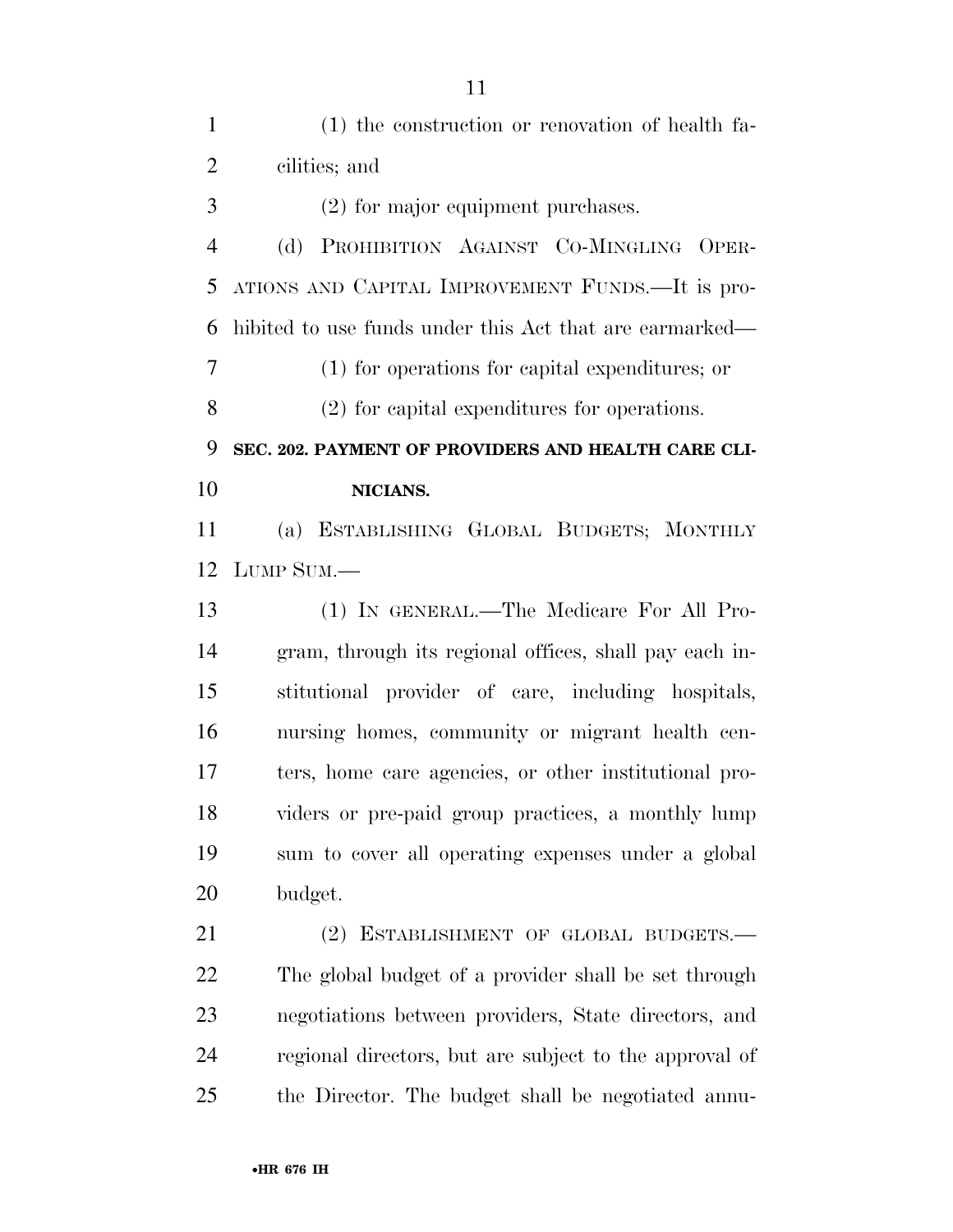(1) the construction or renovation of health facilities; and

(2) for major equipment purchases.

(d) PROHIBITION AGAINST CO-MINGLING OPERATIONS AND CAPITAL IMPROVEMENT FUNDS.—It is prohibited to use funds under this Act that are earmarked—

(1) for operations for capital expenditures; or

(2) for capital expenditures for operations.

**SEC. 202. PAYMENT OF PROVIDERS AND HEALTH CARE CLINICIANS.**

(a) ESTABLISHING GLOBAL BUDGETS; MONTHLY LUMP SUM.—

(1) IN GENERAL.—The Medicare For All Program, through its regional offices, shall pay each institutional provider of care, including hospitals, nursing homes, community or migrant health centers, home care agencies, or other institutional providers or pre-paid group practices, a monthly lump sum to cover all operating expenses under a global budget.

(2) ESTABLISHMENT OF GLOBAL BUDGETS.—The global budget of a provider shall be set through negotiations between providers, State directors, and regional directors, but are subject to the approval of the Director. The budget shall be negotiated annu-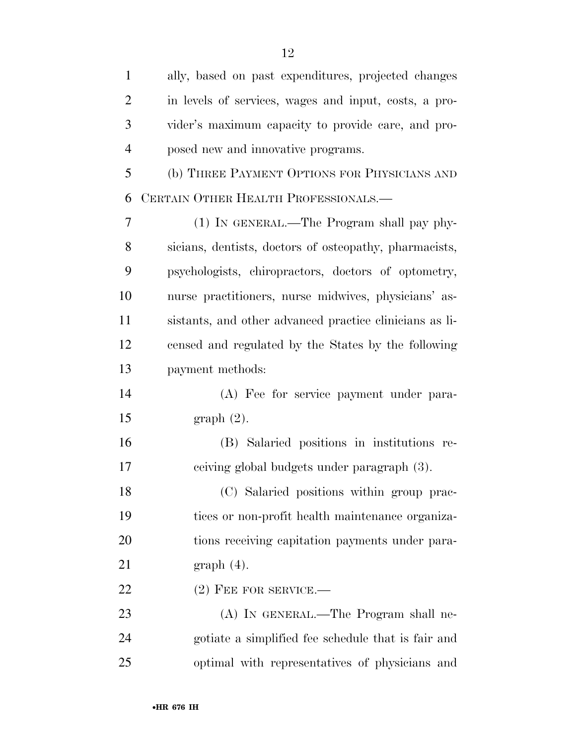ally, based on past expenditures, projected changes in levels of services, wages and input, costs, a provider's maximum capacity to provide care, and proposed new and innovative programs.

(b) THREE PAYMENT OPTIONS FOR PHYSICIANS AND CERTAIN OTHER HEALTH PROFESSIONALS.—

(1) IN GENERAL.—The Program shall pay physicians, dentists, doctors of osteopathy, pharmacists, psychologists, chiropractors, doctors of optometry, nurse practitioners, nurse midwives, physicians' assistants, and other advanced practice clinicians as licensed and regulated by the States by the following payment methods:

(A) Fee for service payment under paragraph (2).

(B) Salaried positions in institutions receiving global budgets under paragraph (3).

(C) Salaried positions within group practices or non-profit health maintenance organizations receiving capitation payments under paragraph (4).

(2) FEE FOR SERVICE.—

(A) IN GENERAL.—The Program shall negotiate a simplified fee schedule that is fair and optimal with representatives of physicians and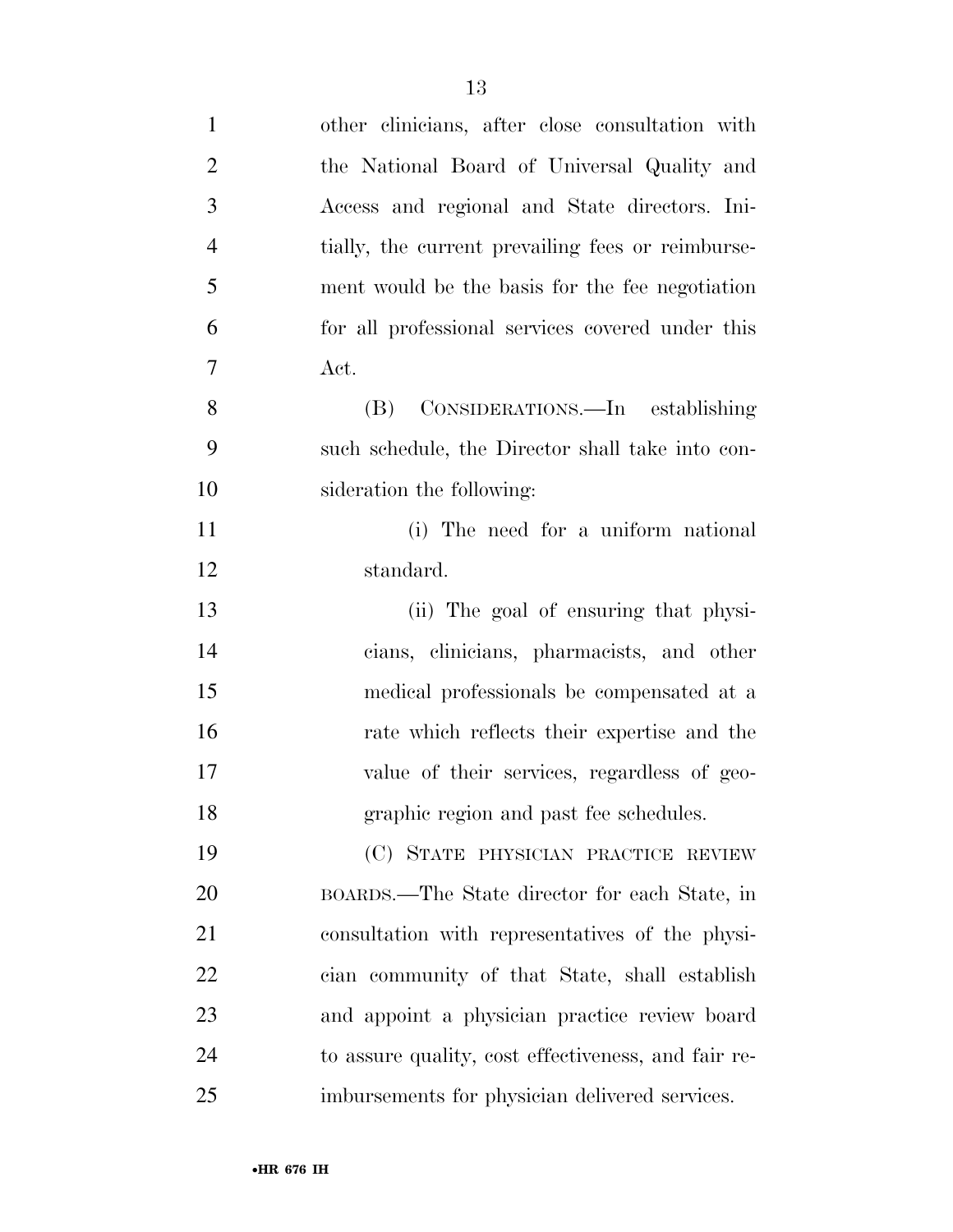other clinicians, after close consultation with the National Board of Universal Quality and Access and regional and State directors. Initially, the current prevailing fees or reimbursement would be the basis for the fee negotiation for all professional services covered under this Act.

(B) CONSIDERATIONS.—In establishing such schedule, the Director shall take into consideration the following:

(i) The need for a uniform national standard.

(ii) The goal of ensuring that physicians, clinicians, pharmacists, and other medical professionals be compensated at a rate which reflects their expertise and the value of their services, regardless of geographic region and past fee schedules.

(C) STATE PHYSICIAN PRACTICE REVIEW BOARDS.—The State director for each State, in consultation with representatives of the physician community of that State, shall establish and appoint a physician practice review board to assure quality, cost effectiveness, and fair reimbursements for physician delivered services.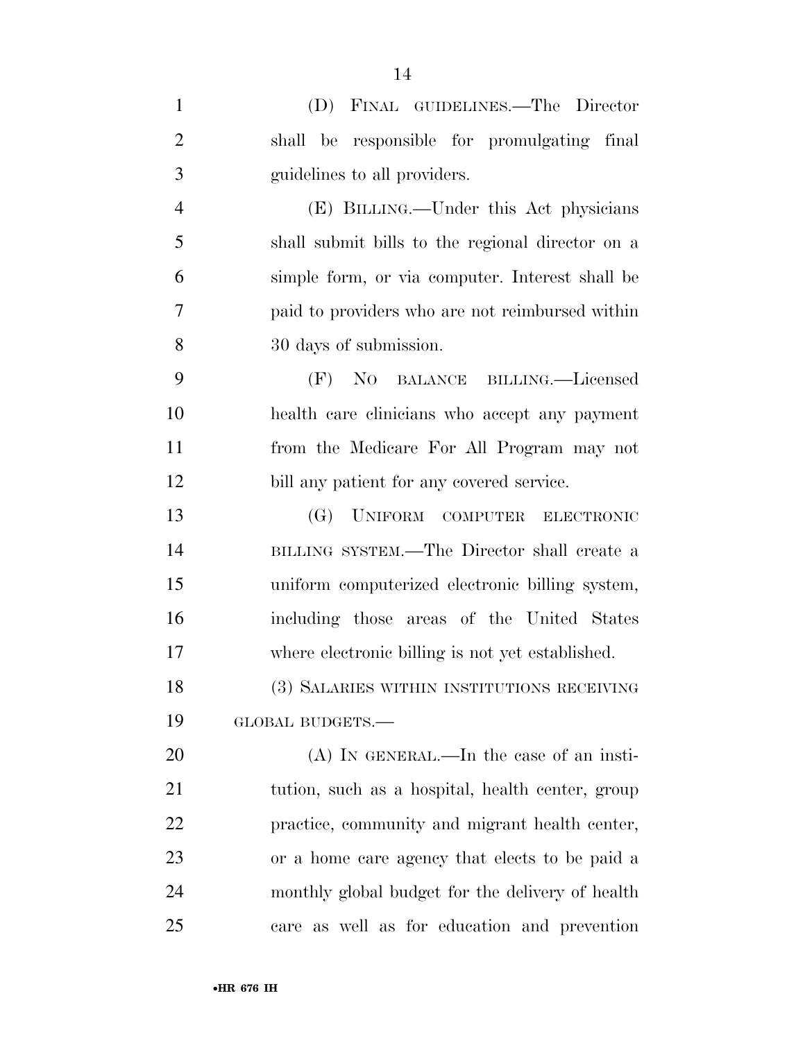(D) FINAL GUIDELINES.—The Director shall be responsible for promulgating final guidelines to all providers.

(E) BILLING.—Under this Act physicians shall submit bills to the regional director on a simple form, or via computer. Interest shall be paid to providers who are not reimbursed within 30 days of submission.

(F) NO BALANCE BILLING.—Licensed health care clinicians who accept any payment from the Medicare For All Program may not bill any patient for any covered service.

(G) UNIFORM COMPUTER ELECTRONIC BILLING SYSTEM.—The Director shall create a uniform computerized electronic billing system, including those areas of the United States where electronic billing is not yet established.

(3) SALARIES WITHIN INSTITUTIONS RECEIVING GLOBAL BUDGETS.—

(A) IN GENERAL.—In the case of an institution, such as a hospital, health center, group practice, community and migrant health center, or a home care agency that elects to be paid a monthly global budget for the delivery of health care as well as for education and prevention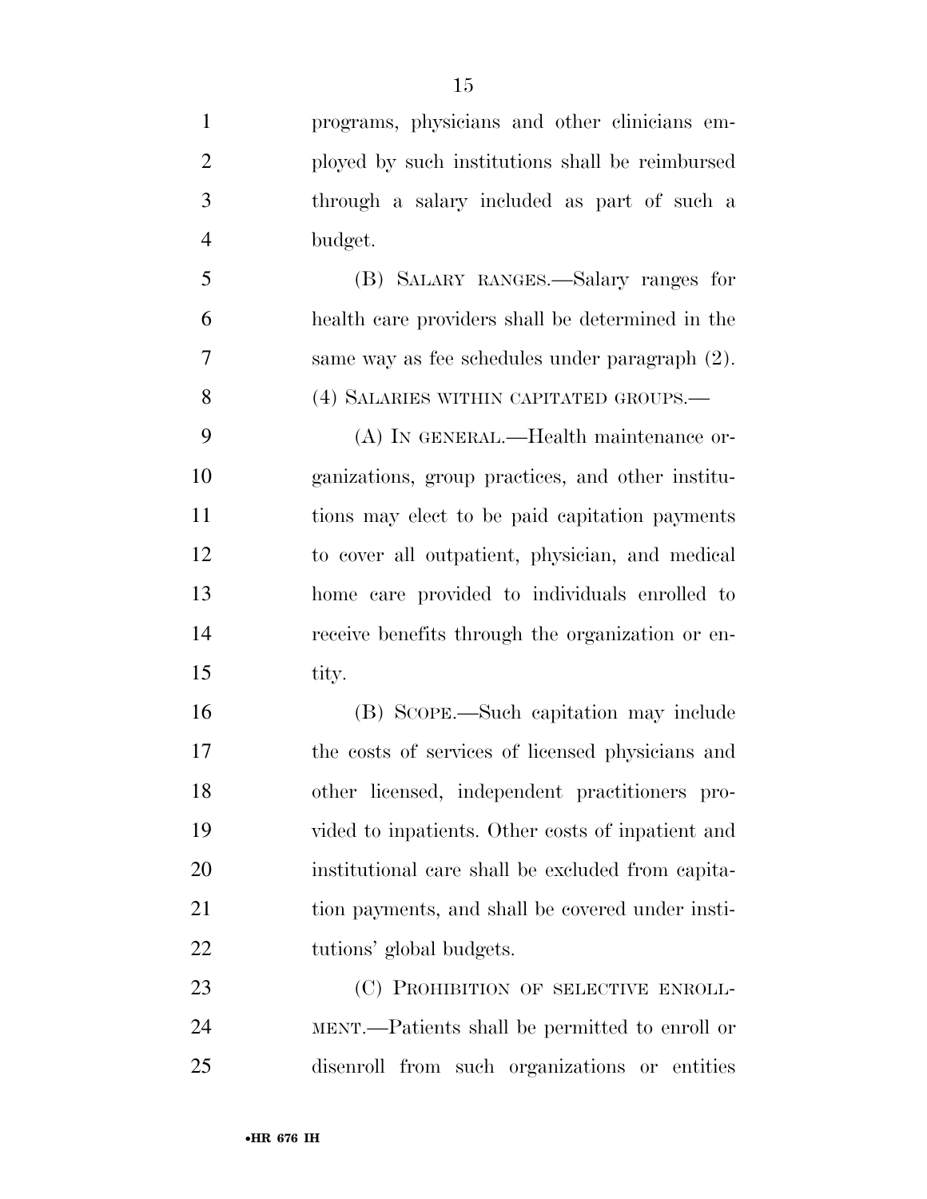programs, physicians and other clinicians employed by such institutions shall be reimbursed through a salary included as part of such a budget.

(B) SALARY RANGES.—Salary ranges for health care providers shall be determined in the same way as fee schedules under paragraph (2).

(4) SALARIES WITHIN CAPITATED GROUPS.—

(A) IN GENERAL.—Health maintenance organizations, group practices, and other institutions may elect to be paid capitation payments to cover all outpatient, physician, and medical home care provided to individuals enrolled to receive benefits through the organization or entity.

(B) SCOPE.—Such capitation may include the costs of services of licensed physicians and other licensed, independent practitioners provided to inpatients. Other costs of inpatient and institutional care shall be excluded from capitation payments, and shall be covered under institutions' global budgets.

(C) PROHIBITION OF SELECTIVE ENROLLMENT.—Patients shall be permitted to enroll or disenroll from such organizations or entities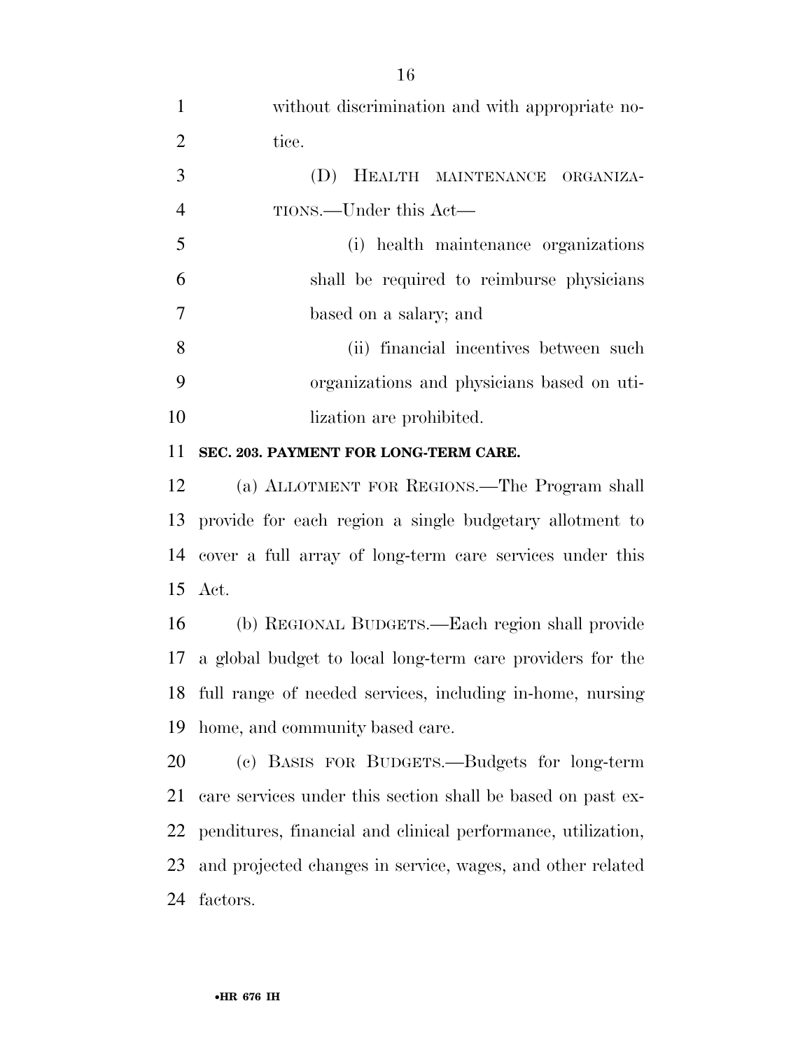without discrimination and with appropriate notice.

(D) HEALTH MAINTENANCE ORGANIZATIONS.—Under this Act—

(i) health maintenance organizations shall be required to reimburse physicians based on a salary; and

(ii) financial incentives between such organizations and physicians based on utilization are prohibited.

**SEC. 203. PAYMENT FOR LONG-TERM CARE.**

(a) ALLOTMENT FOR REGIONS.—The Program shall provide for each region a single budgetary allotment to cover a full array of long-term care services under this Act.

(b) REGIONAL BUDGETS.—Each region shall provide a global budget to local long-term care providers for the full range of needed services, including in-home, nursing home, and community based care.

(c) BASIS FOR BUDGETS.—Budgets for long-term care services under this section shall be based on past expenditures, financial and clinical performance, utilization, and projected changes in service, wages, and other related factors.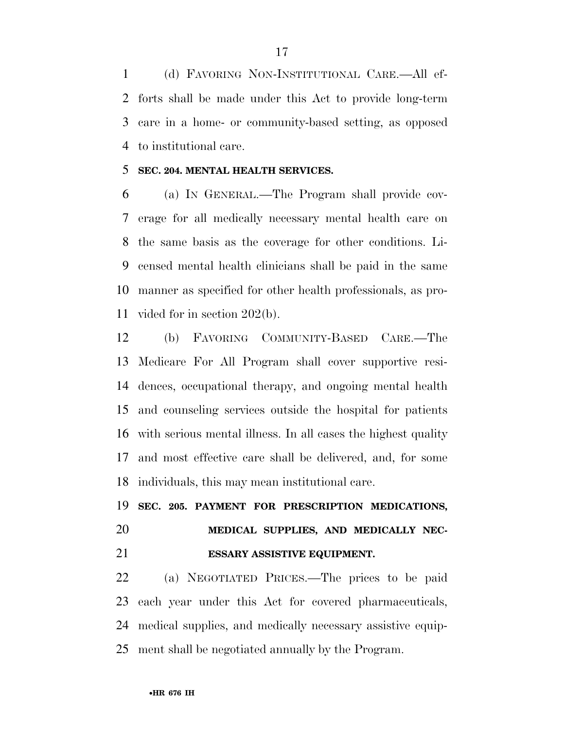(d) FAVORING NON-INSTITUTIONAL CARE.—All efforts shall be made under this Act to provide long-term care in a home- or community-based setting, as opposed to institutional care.

**SEC. 204. MENTAL HEALTH SERVICES.**

(a) IN GENERAL.—The Program shall provide coverage for all medically necessary mental health care on the same basis as the coverage for other conditions. Licensed mental health clinicians shall be paid in the same manner as specified for other health professionals, as provided for in section 202(b).

(b) FAVORING COMMUNITY-BASED CARE.—The Medicare For All Program shall cover supportive residences, occupational therapy, and ongoing mental health and counseling services outside the hospital for patients with serious mental illness. In all cases the highest quality and most effective care shall be delivered, and, for some individuals, this may mean institutional care.

**SEC. 205. PAYMENT FOR PRESCRIPTION MEDICATIONS, MEDICAL SUPPLIES, AND MEDICALLY NECESSARY ASSISTIVE EQUIPMENT.**

(a) NEGOTIATED PRICES.—The prices to be paid each year under this Act for covered pharmaceuticals, medical supplies, and medically necessary assistive equipment shall be negotiated annually by the Program.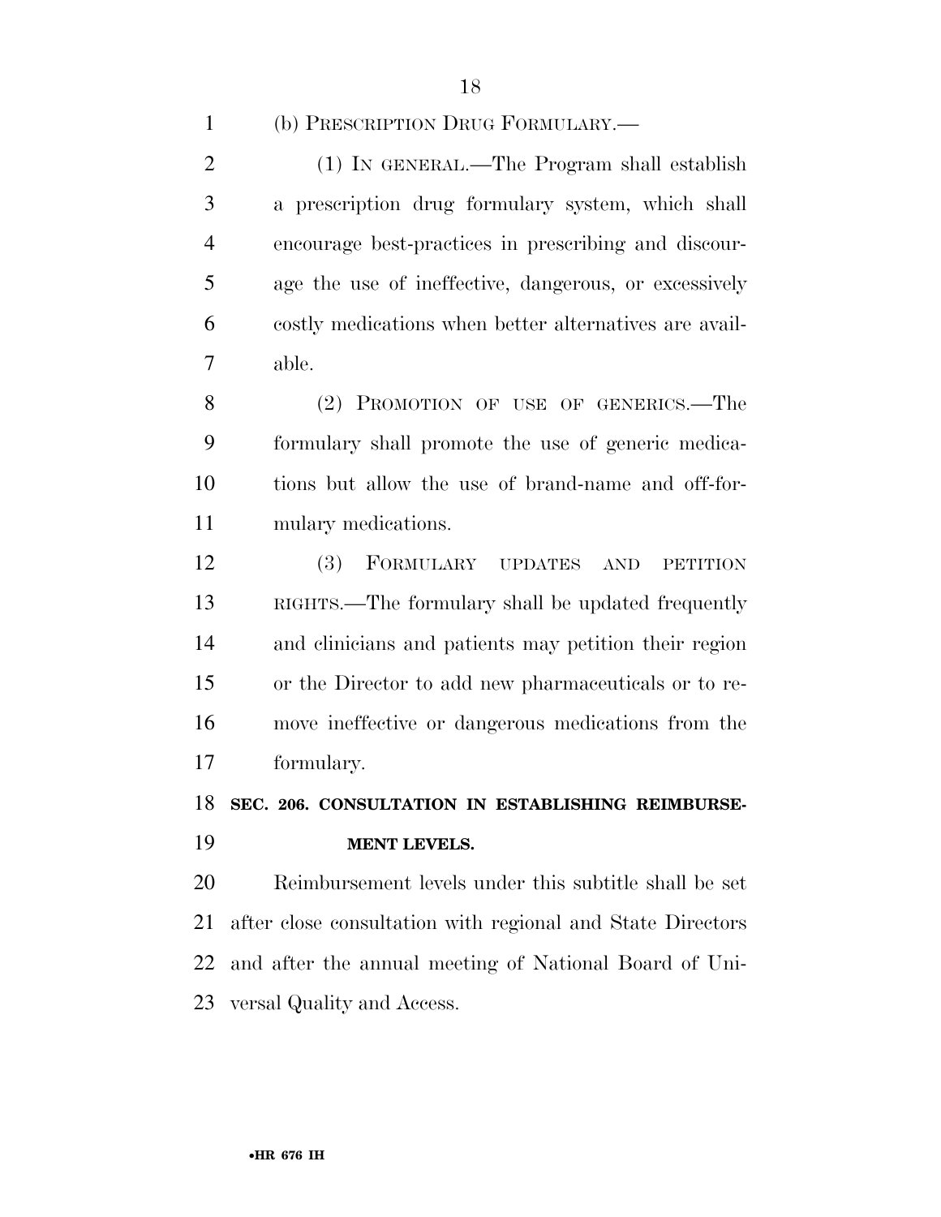(b) PRESCRIPTION DRUG FORMULARY.—

(1) IN GENERAL.—The Program shall establish a prescription drug formulary system, which shall encourage best-practices in prescribing and discourage the use of ineffective, dangerous, or excessively costly medications when better alternatives are available.

(2) PROMOTION OF USE OF GENERICS.—The formulary shall promote the use of generic medications but allow the use of brand-name and off-formulary medications.

(3) FORMULARY UPDATES AND PETITION RIGHTS.—The formulary shall be updated frequently and clinicians and patients may petition their region or the Director to add new pharmaceuticals or to remove ineffective or dangerous medications from the formulary.

**SEC. 206. CONSULTATION IN ESTABLISHING REIMBURSEMENT LEVELS.**

Reimbursement levels under this subtitle shall be set after close consultation with regional and State Directors and after the annual meeting of National Board of Universal Quality and Access.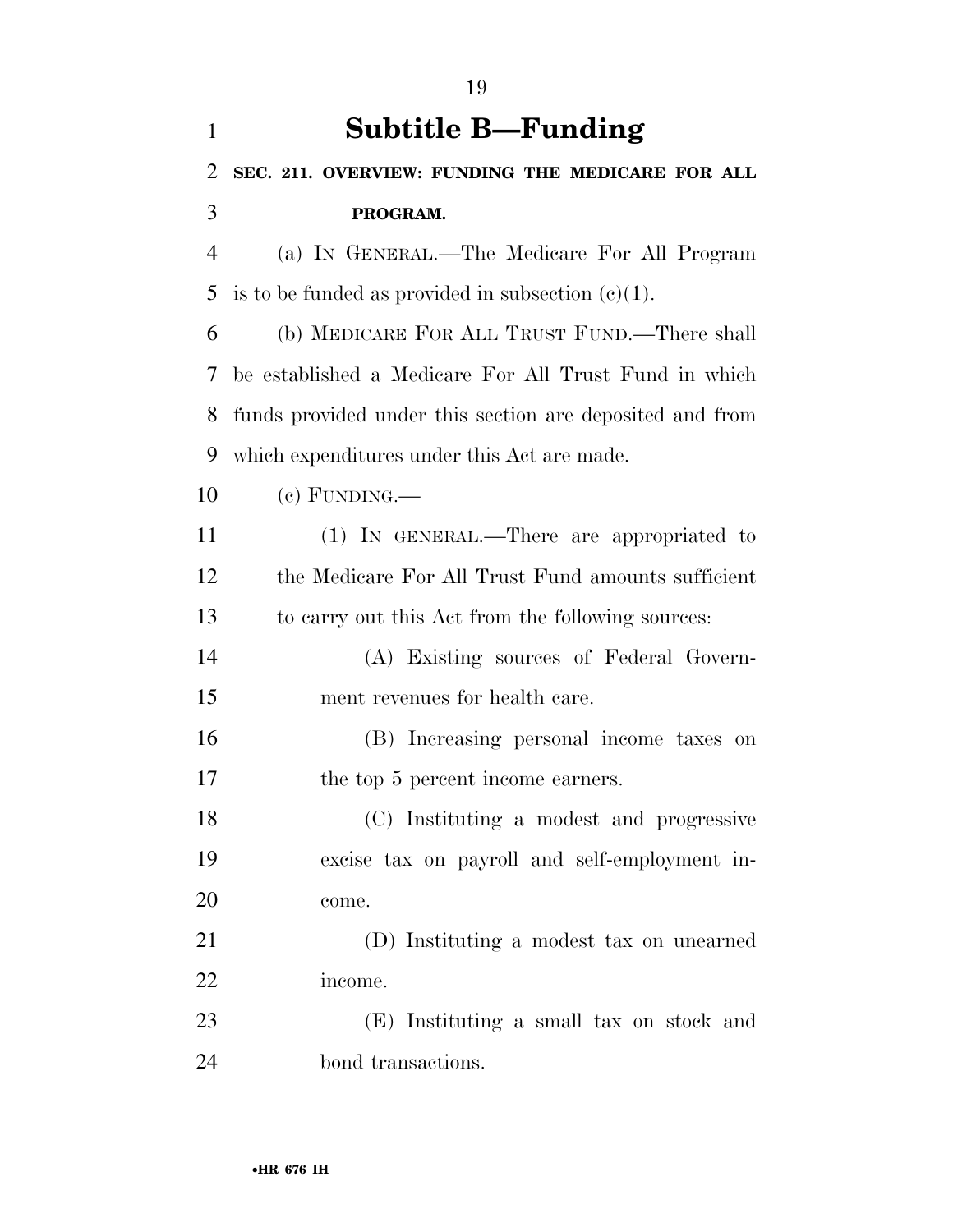# Subtitle B—Funding

**SEC. 211. OVERVIEW: FUNDING THE MEDICARE FOR ALL PROGRAM.**

(a) IN GENERAL.—The Medicare For All Program is to be funded as provided in subsection (c)(1).

(b) MEDICARE FOR ALL TRUST FUND.—There shall be established a Medicare For All Trust Fund in which funds provided under this section are deposited and from which expenditures under this Act are made.

(c) FUNDING.—

(1) IN GENERAL.—There are appropriated to the Medicare For All Trust Fund amounts sufficient to carry out this Act from the following sources:

(A) Existing sources of Federal Government revenues for health care.

(B) Increasing personal income taxes on the top 5 percent income earners.

(C) Instituting a modest and progressive excise tax on payroll and self-employment income.

(D) Instituting a modest tax on unearned income.

(E) Instituting a small tax on stock and bond transactions.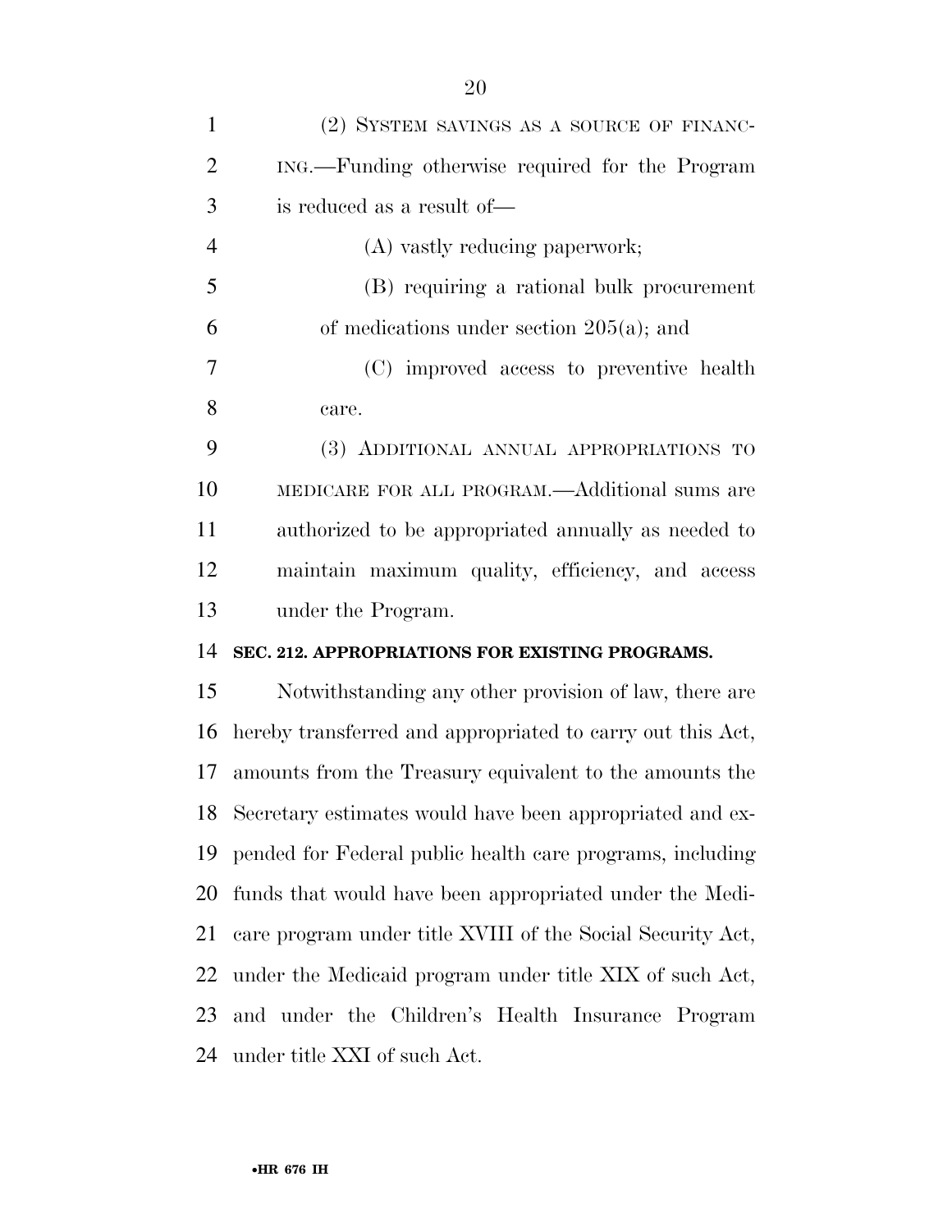(2) SYSTEM SAVINGS AS A SOURCE OF FINANCING.—Funding otherwise required for the Program is reduced as a result of—

(A) vastly reducing paperwork;

(B) requiring a rational bulk procurement of medications under section 205(a); and

(C) improved access to preventive health care.

(3) ADDITIONAL ANNUAL APPROPRIATIONS TO MEDICARE FOR ALL PROGRAM.—Additional sums are authorized to be appropriated annually as needed to maintain maximum quality, efficiency, and access under the Program.

**SEC. 212. APPROPRIATIONS FOR EXISTING PROGRAMS.**

Notwithstanding any other provision of law, there are hereby transferred and appropriated to carry out this Act, amounts from the Treasury equivalent to the amounts the Secretary estimates would have been appropriated and expended for Federal public health care programs, including funds that would have been appropriated under the Medicare program under title XVIII of the Social Security Act, under the Medicaid program under title XIX of such Act, and under the Children's Health Insurance Program under title XXI of such Act.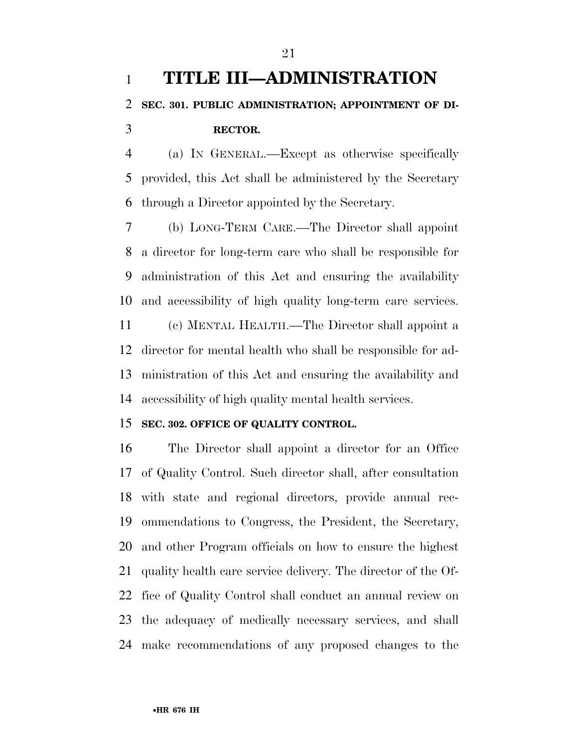# TITLE III—ADMINISTRATION

### SEC. 301. PUBLIC ADMINISTRATION; APPOINTMENT OF DIRECTOR.

(a) IN GENERAL.—Except as otherwise specifically provided, this Act shall be administered by the Secretary through a Director appointed by the Secretary.

(b) LONG-TERM CARE.—The Director shall appoint a director for long-term care who shall be responsible for administration of this Act and ensuring the availability and accessibility of high quality long-term care services.

(c) MENTAL HEALTH.—The Director shall appoint a director for mental health who shall be responsible for administration of this Act and ensuring the availability and accessibility of high quality mental health services.

### SEC. 302. OFFICE OF QUALITY CONTROL.

The Director shall appoint a director for an Office of Quality Control. Such director shall, after consultation with state and regional directors, provide annual recommendations to Congress, the President, the Secretary, and other Program officials on how to ensure the highest quality health care service delivery. The director of the Office of Quality Control shall conduct an annual review on the adequacy of medically necessary services, and shall make recommendations of any proposed changes to the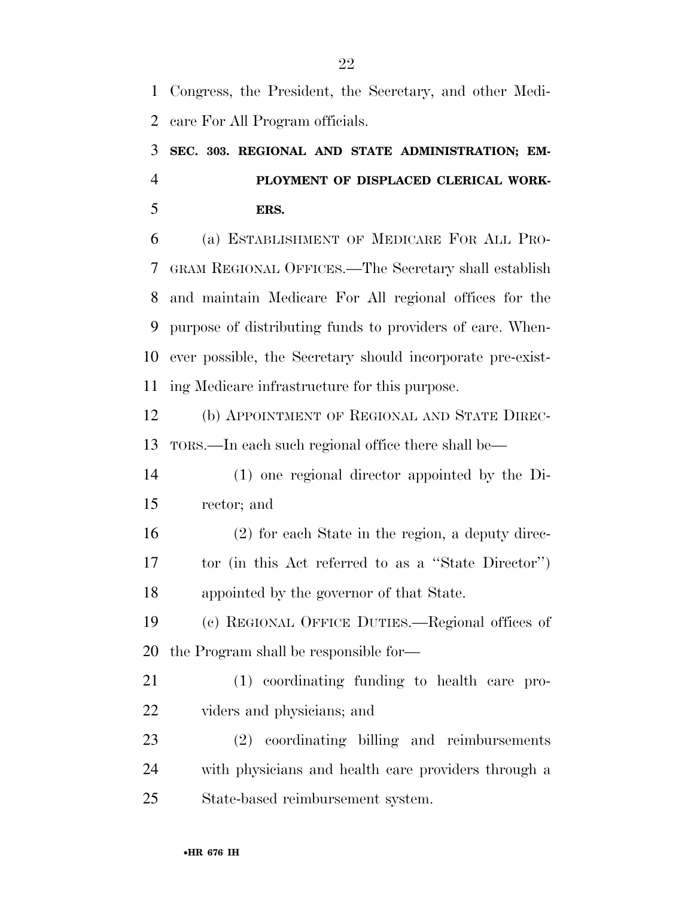Congress, the President, the Secretary, and other Medicare For All Program officials.

### SEC. 303. REGIONAL AND STATE ADMINISTRATION; EMPLOYMENT OF DISPLACED CLERICAL WORKERS.

(a) ESTABLISHMENT OF MEDICARE FOR ALL PROGRAM REGIONAL OFFICES.—The Secretary shall establish and maintain Medicare For All regional offices for the purpose of distributing funds to providers of care. Whenever possible, the Secretary should incorporate pre-existing Medicare infrastructure for this purpose.

(b) APPOINTMENT OF REGIONAL AND STATE DIRECTORS.—In each such regional office there shall be—

(1) one regional director appointed by the Director; and

(2) for each State in the region, a deputy director (in this Act referred to as a ''State Director'') appointed by the governor of that State.

(c) REGIONAL OFFICE DUTIES.—Regional offices of the Program shall be responsible for—

(1) coordinating funding to health care providers and physicians; and

(2) coordinating billing and reimbursements with physicians and health care providers through a State-based reimbursement system.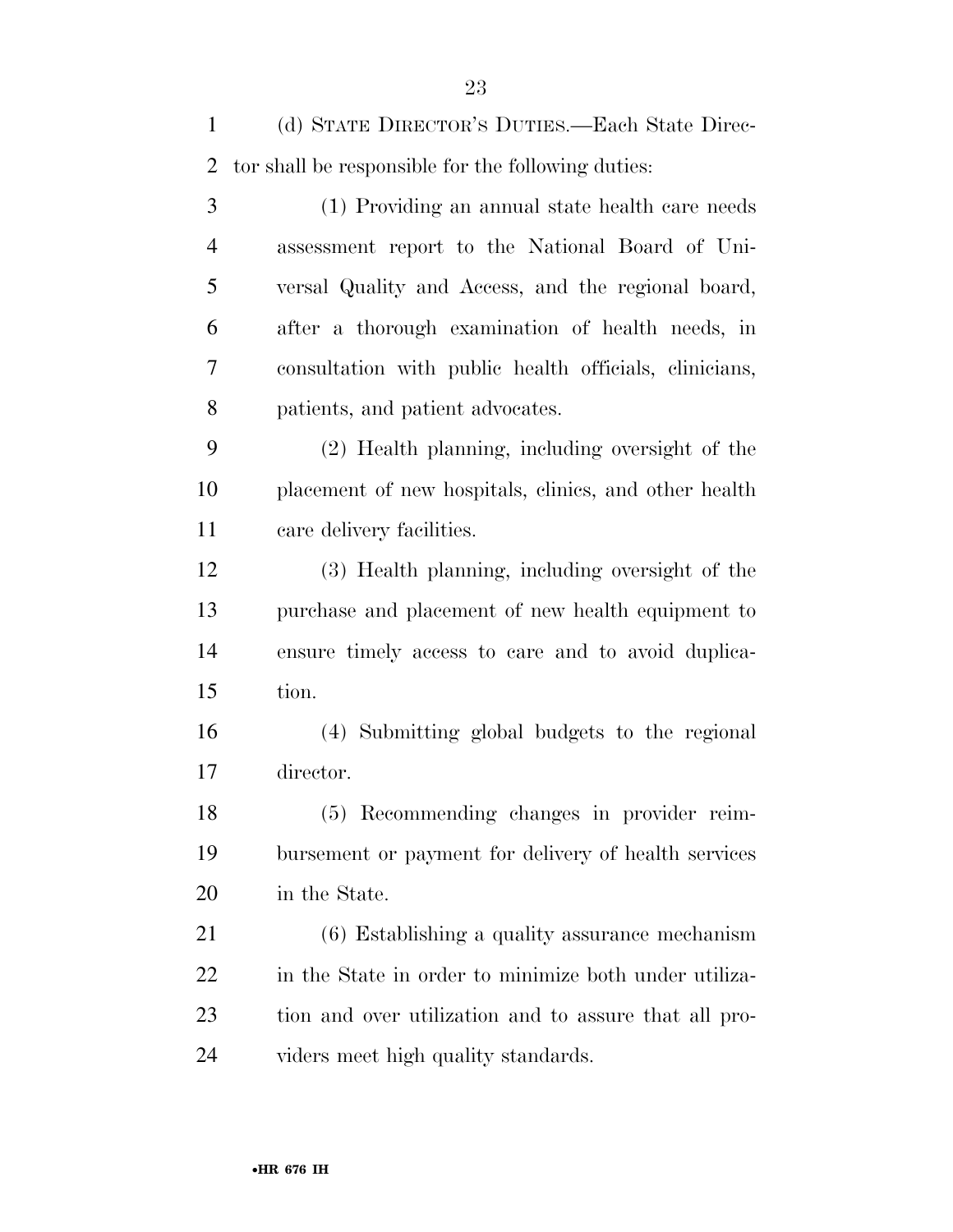(d) STATE DIRECTOR'S DUTIES.—Each State Director shall be responsible for the following duties:

(1) Providing an annual state health care needs assessment report to the National Board of Universal Quality and Access, and the regional board, after a thorough examination of health needs, in consultation with public health officials, clinicians, patients, and patient advocates.

(2) Health planning, including oversight of the placement of new hospitals, clinics, and other health care delivery facilities.

(3) Health planning, including oversight of the purchase and placement of new health equipment to ensure timely access to care and to avoid duplication.

(4) Submitting global budgets to the regional director.

(5) Recommending changes in provider reimbursement or payment for delivery of health services in the State.

(6) Establishing a quality assurance mechanism in the State in order to minimize both under utilization and over utilization and to assure that all providers meet high quality standards.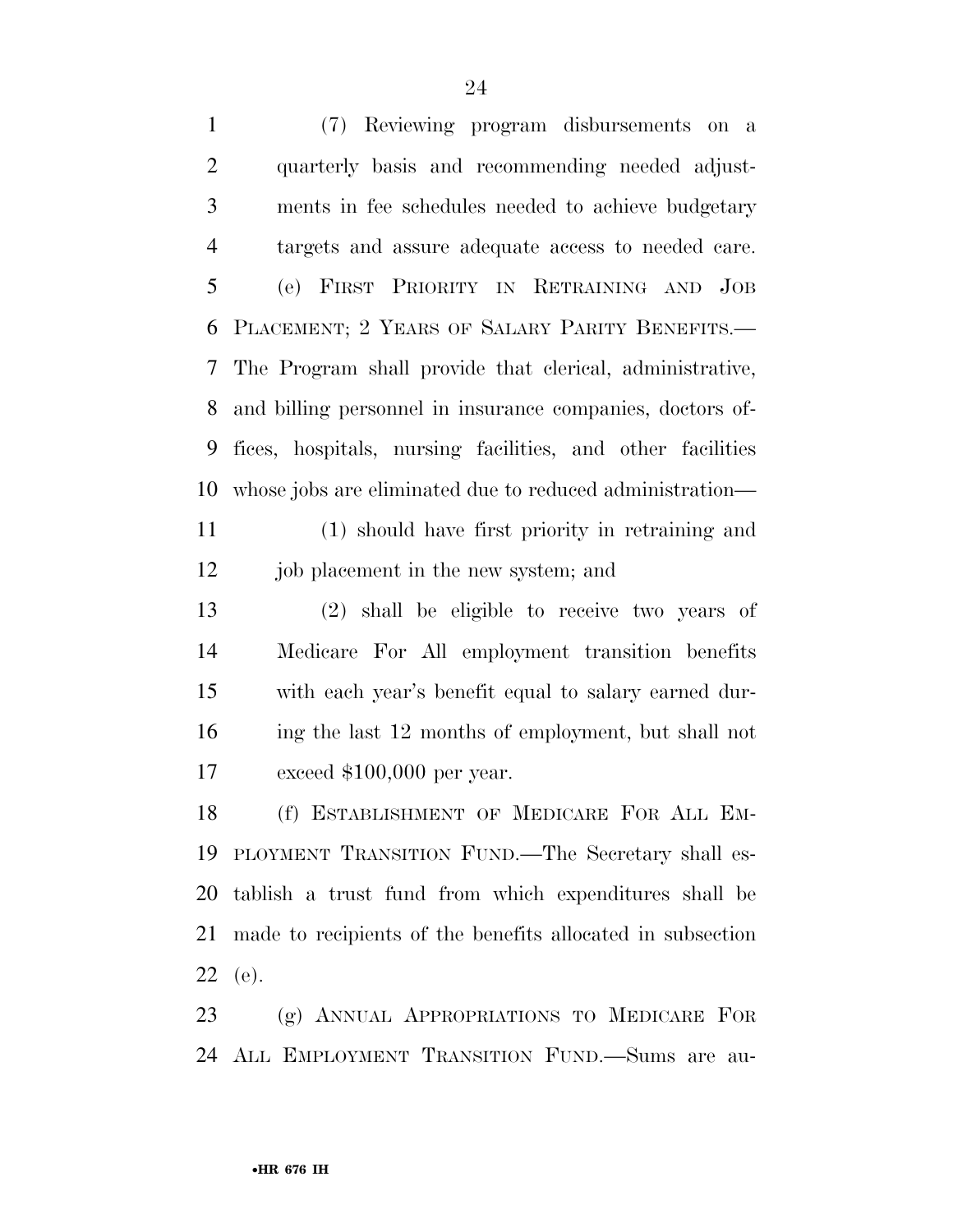(7) Reviewing program disbursements on a quarterly basis and recommending needed adjustments in fee schedules needed to achieve budgetary targets and assure adequate access to needed care.

(e) FIRST PRIORITY IN RETRAINING AND JOB PLACEMENT; 2 YEARS OF SALARY PARITY BENEFITS.—The Program shall provide that clerical, administrative, and billing personnel in insurance companies, doctors offices, hospitals, nursing facilities, and other facilities whose jobs are eliminated due to reduced administration—

(1) should have first priority in retraining and job placement in the new system; and

(2) shall be eligible to receive two years of Medicare For All employment transition benefits with each year's benefit equal to salary earned during the last 12 months of employment, but shall not exceed $100,000 per year.

(f) ESTABLISHMENT OF MEDICARE FOR ALL EMPLOYMENT TRANSITION FUND.—The Secretary shall establish a trust fund from which expenditures shall be made to recipients of the benefits allocated in subsection (e).

(g) ANNUAL APPROPRIATIONS TO MEDICARE FOR ALL EMPLOYMENT TRANSITION FUND.—Sums are au-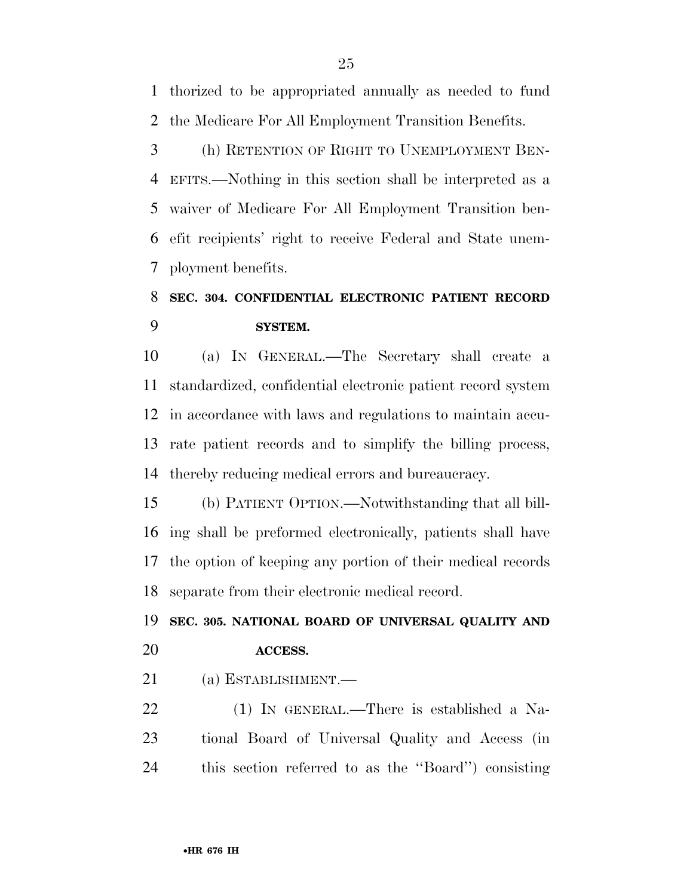thorized to be appropriated annually as needed to fund the Medicare For All Employment Transition Benefits.

(h) RETENTION OF RIGHT TO UNEMPLOYMENT BENEFITS.—Nothing in this section shall be interpreted as a waiver of Medicare For All Employment Transition benefit recipients' right to receive Federal and State unemployment benefits.

**SEC. 304. CONFIDENTIAL ELECTRONIC PATIENT RECORD SYSTEM.**

(a) IN GENERAL.—The Secretary shall create a standardized, confidential electronic patient record system in accordance with laws and regulations to maintain accurate patient records and to simplify the billing process, thereby reducing medical errors and bureaucracy.

(b) PATIENT OPTION.—Notwithstanding that all billing shall be preformed electronically, patients shall have the option of keeping any portion of their medical records separate from their electronic medical record.

**SEC. 305. NATIONAL BOARD OF UNIVERSAL QUALITY AND ACCESS.**

(a) ESTABLISHMENT.—

(1) IN GENERAL.—There is established a National Board of Universal Quality and Access (in this section referred to as the ''Board'') consisting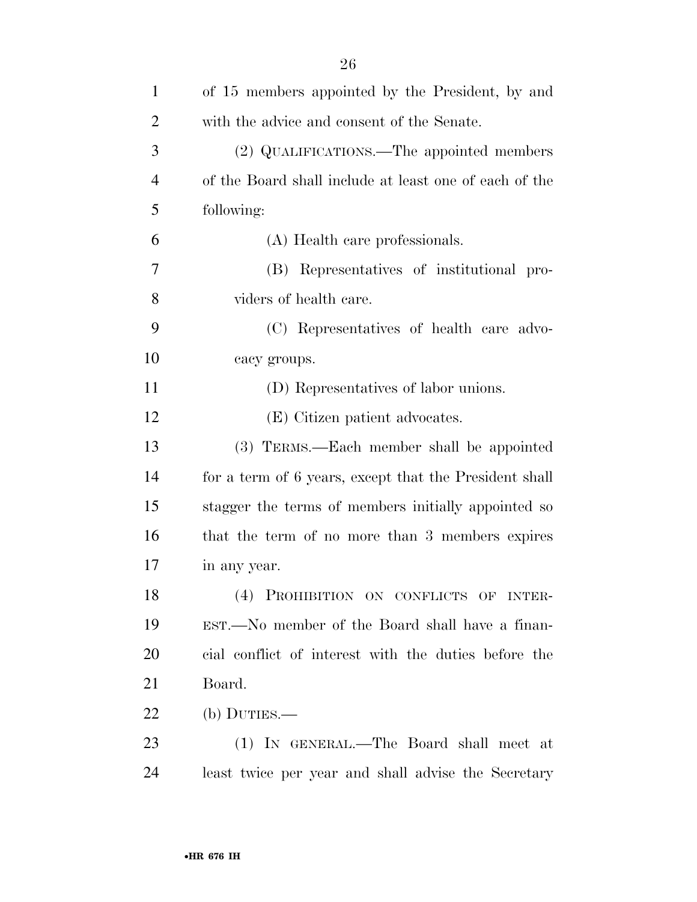of 15 members appointed by the President, by and with the advice and consent of the Senate.

(2) QUALIFICATIONS.—The appointed members of the Board shall include at least one of each of the following:

(A) Health care professionals.

(B) Representatives of institutional providers of health care.

(C) Representatives of health care advocacy groups.

(D) Representatives of labor unions.

(E) Citizen patient advocates.

(3) TERMS.—Each member shall be appointed for a term of 6 years, except that the President shall stagger the terms of members initially appointed so that the term of no more than 3 members expires in any year.

(4) PROHIBITION ON CONFLICTS OF INTEREST.—No member of the Board shall have a financial conflict of interest with the duties before the Board.

(b) DUTIES.—

(1) IN GENERAL.—The Board shall meet at least twice per year and shall advise the Secretary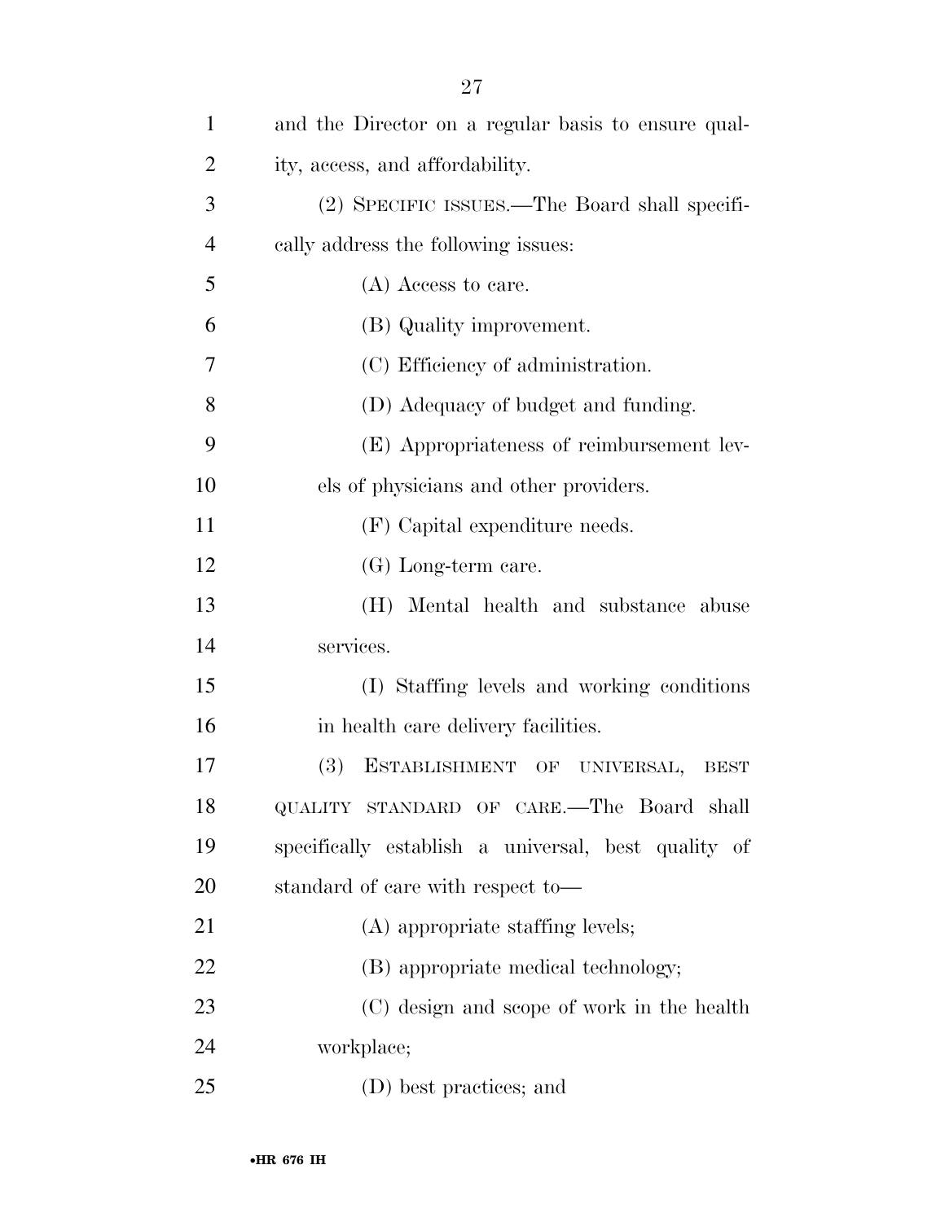and the Director on a regular basis to ensure quality, access, and affordability.

(2) SPECIFIC ISSUES.—The Board shall specifically address the following issues:

(A) Access to care.

(B) Quality improvement.

(C) Efficiency of administration.

(D) Adequacy of budget and funding.

(E) Appropriateness of reimbursement levels of physicians and other providers.

(F) Capital expenditure needs.

(G) Long-term care.

(H) Mental health and substance abuse services.

(I) Staffing levels and working conditions in health care delivery facilities.

(3) ESTABLISHMENT OF UNIVERSAL, BEST QUALITY STANDARD OF CARE.—The Board shall specifically establish a universal, best quality of standard of care with respect to—

(A) appropriate staffing levels;

(B) appropriate medical technology;

(C) design and scope of work in the health workplace;

(D) best practices; and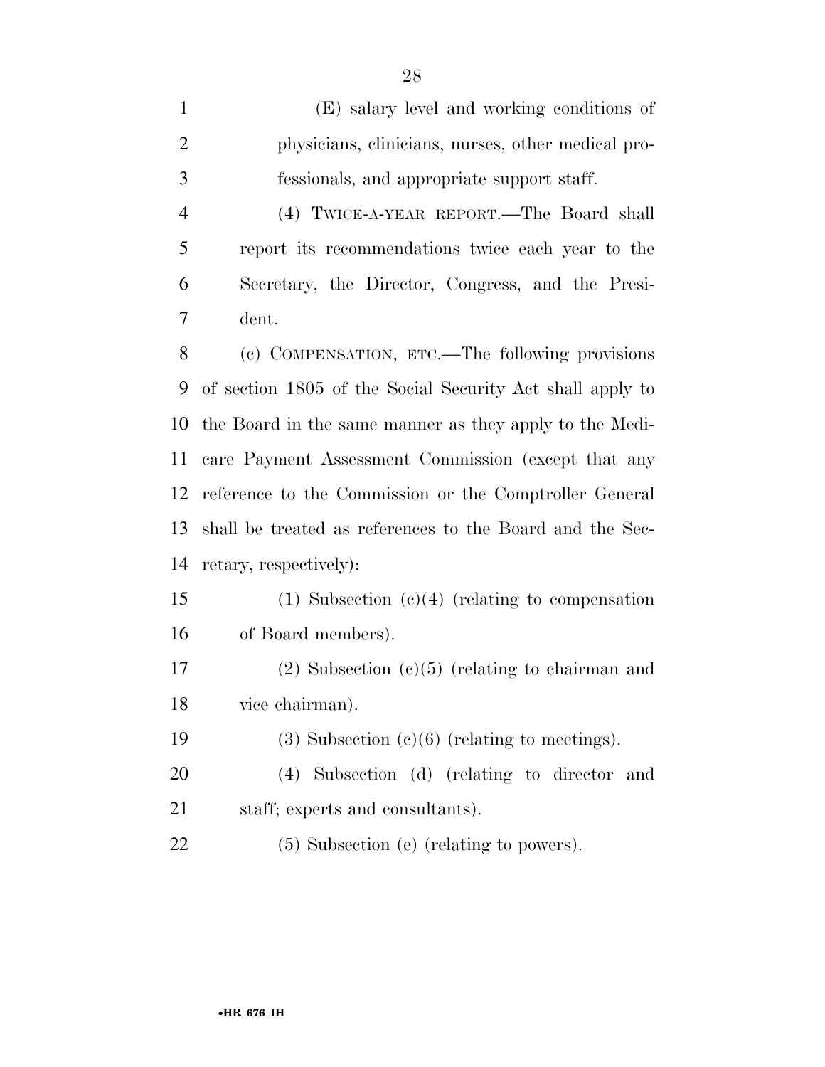(E) salary level and working conditions of physicians, clinicians, nurses, other medical professionals, and appropriate support staff.

(4) TWICE-A-YEAR REPORT.—The Board shall report its recommendations twice each year to the Secretary, the Director, Congress, and the President.

(c) COMPENSATION, ETC.—The following provisions of section 1805 of the Social Security Act shall apply to the Board in the same manner as they apply to the Medicare Payment Assessment Commission (except that any reference to the Commission or the Comptroller General shall be treated as references to the Board and the Secretary, respectively):

(1) Subsection (c)(4) (relating to compensation of Board members).

(2) Subsection (c)(5) (relating to chairman and vice chairman).

(3) Subsection (c)(6) (relating to meetings).

(4) Subsection (d) (relating to director and staff; experts and consultants).

(5) Subsection (e) (relating to powers).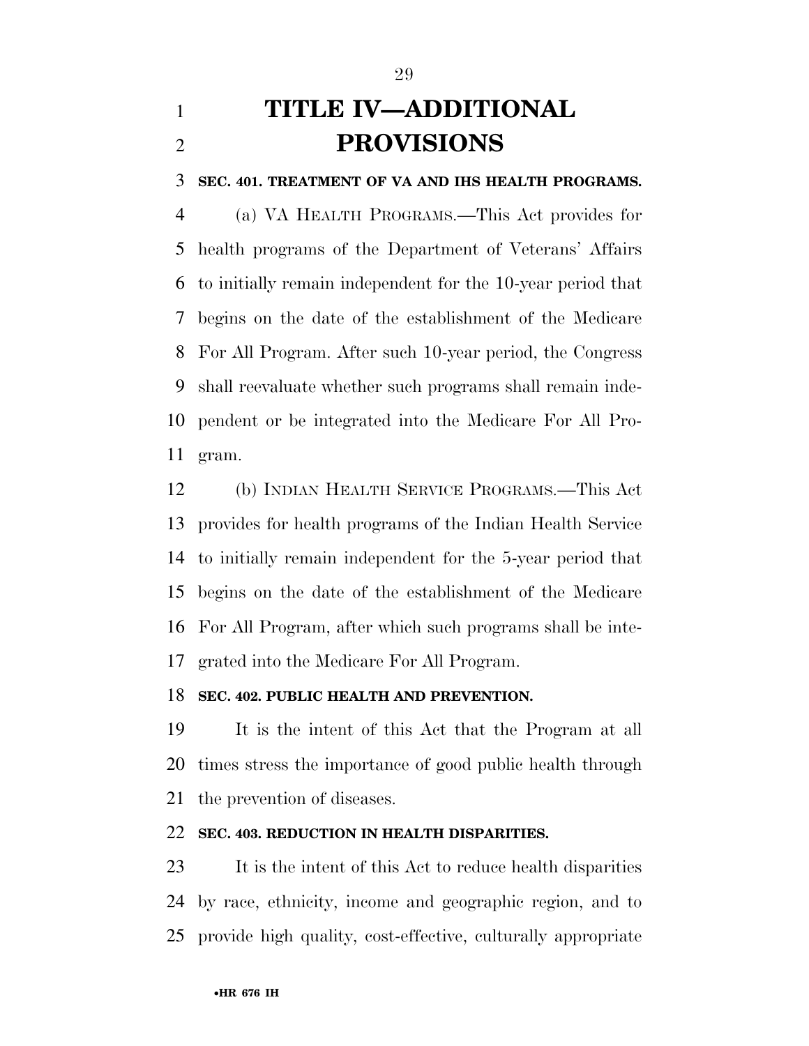# TITLE IV—ADDITIONAL PROVISIONS

**SEC. 401. TREATMENT OF VA AND IHS HEALTH PROGRAMS.**

(a) VA HEALTH PROGRAMS.—This Act provides for health programs of the Department of Veterans' Affairs to initially remain independent for the 10-year period that begins on the date of the establishment of the Medicare For All Program. After such 10-year period, the Congress shall reevaluate whether such programs shall remain independent or be integrated into the Medicare For All Program.

(b) INDIAN HEALTH SERVICE PROGRAMS.—This Act provides for health programs of the Indian Health Service to initially remain independent for the 5-year period that begins on the date of the establishment of the Medicare For All Program, after which such programs shall be integrated into the Medicare For All Program.

**SEC. 402. PUBLIC HEALTH AND PREVENTION.**

It is the intent of this Act that the Program at all times stress the importance of good public health through the prevention of diseases.

**SEC. 403. REDUCTION IN HEALTH DISPARITIES.**

It is the intent of this Act to reduce health disparities by race, ethnicity, income and geographic region, and to provide high quality, cost-effective, culturally appropriate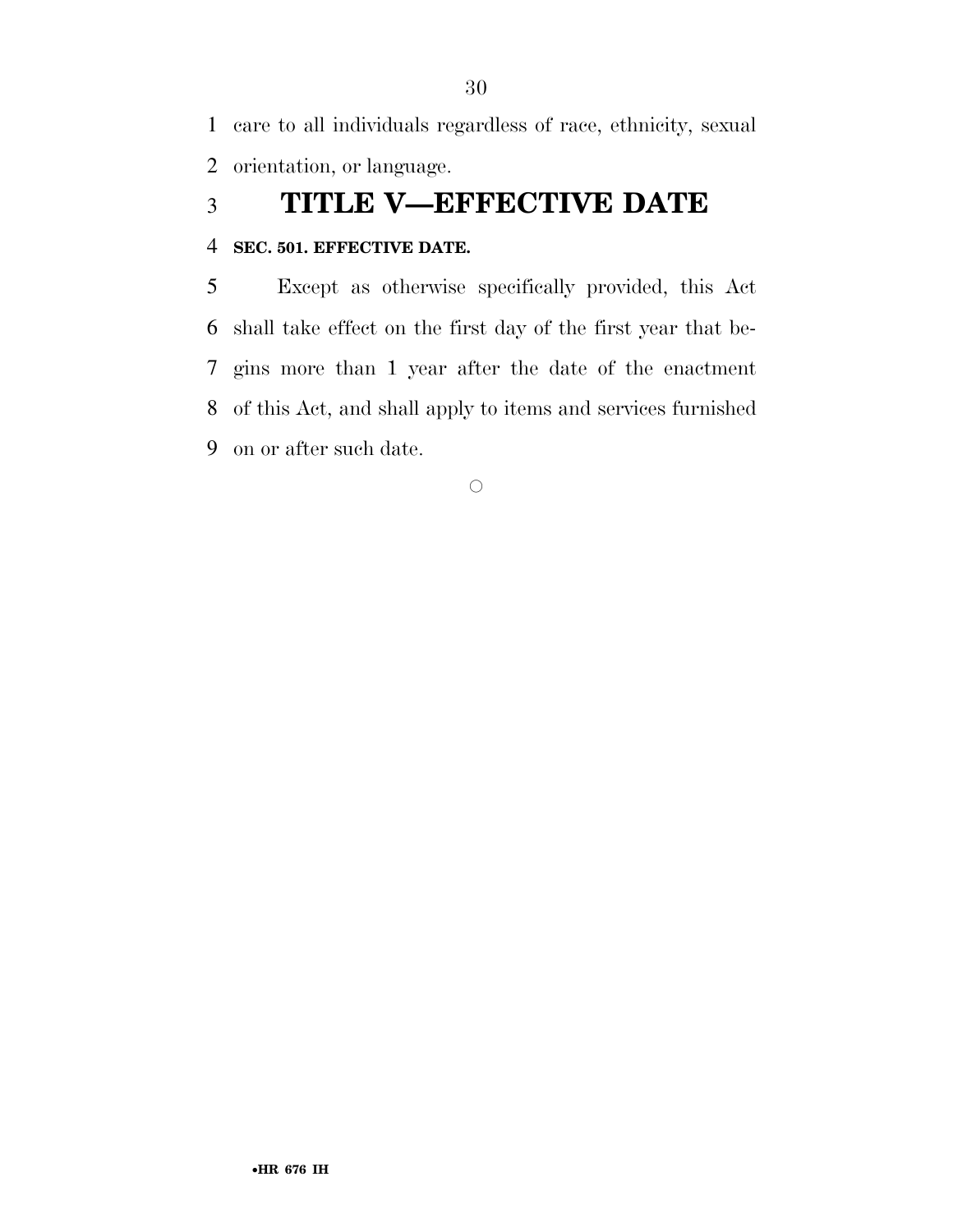care to all individuals regardless of race, ethnicity, sexual orientation, or language.

# TITLE V—EFFECTIVE DATE

**SEC. 501. EFFECTIVE DATE.**

Except as otherwise specifically provided, this Act shall take effect on the first day of the first year that begins more than 1 year after the date of the enactment of this Act, and shall apply to items and services furnished on or after such date.

○